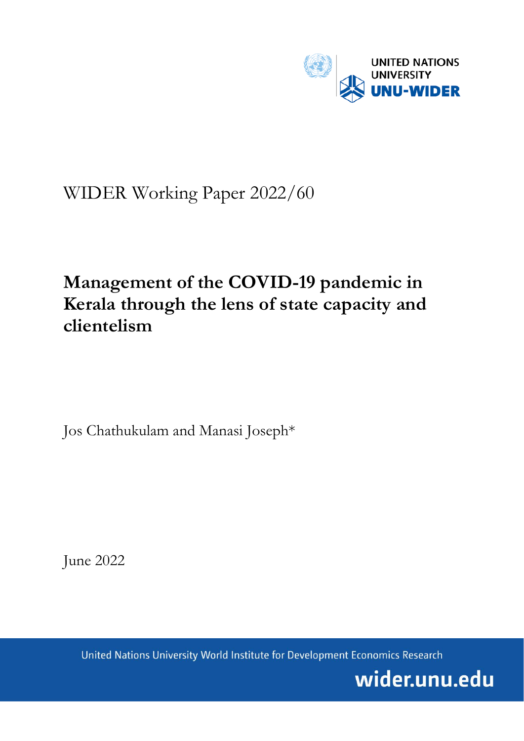UNITED NATIONS UNIVERSITY
UNU-WIDER

WIDER Working Paper 2022/60

# Management of the COVID-19 pandemic in Kerala through the lens of state capacity and clientelism

Jos Chathukulam and Manasi Joseph*

June 2022

United Nations University World Institute for Development Economics Research

wider.unu.edu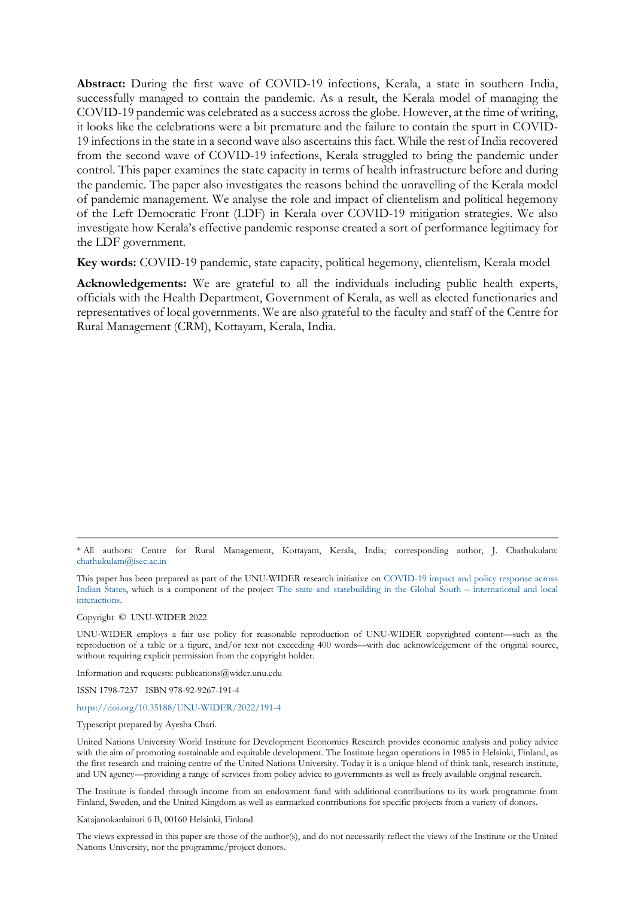**Abstract:** During the first wave of COVID-19 infections, Kerala, a state in southern India, successfully managed to contain the pandemic. As a result, the Kerala model of managing the COVID-19 pandemic was celebrated as a success across the globe. However, at the time of writing, it looks like the celebrations were a bit premature and the failure to contain the spurt in COVID-19 infections in the state in a second wave also ascertains this fact. While the rest of India recovered from the second wave of COVID-19 infections, Kerala struggled to bring the pandemic under control. This paper examines the state capacity in terms of health infrastructure before and during the pandemic. The paper also investigates the reasons behind the unravelling of the Kerala model of pandemic management. We analyse the role and impact of clientelism and political hegemony of the Left Democratic Front (LDF) in Kerala over COVID-19 mitigation strategies. We also investigate how Kerala's effective pandemic response created a sort of performance legitimacy for the LDF government.

**Key words:** COVID-19 pandemic, state capacity, political hegemony, clientelism, Kerala model

**Acknowledgements:** We are grateful to all the individuals including public health experts, officials with the Health Department, Government of Kerala, as well as elected functionaries and representatives of local governments. We are also grateful to the faculty and staff of the Centre for Rural Management (CRM), Kottayam, Kerala, India.

---

* All authors: Centre for Rural Management, Kottayam, Kerala, India; corresponding author, J. Chathukulam: chathukulam@isec.ac.in

This paper has been prepared as part of the UNU-WIDER research initiative on COVID-19 impact and policy response across Indian States, which is a component of the project The state and statebuilding in the Global South – international and local interactions.

Copyright © UNU-WIDER 2022

UNU-WIDER employs a fair use policy for reasonable reproduction of UNU-WIDER copyrighted content—such as the reproduction of a table or a figure, and/or text not exceeding 400 words—with due acknowledgement of the original source, without requiring explicit permission from the copyright holder.

Information and requests: publications@wider.unu.edu

ISSN 1798-7237 ISBN 978-92-9267-191-4

https://doi.org/10.35188/UNU-WIDER/2022/191-4

Typescript prepared by Ayesha Chari.

United Nations University World Institute for Development Economics Research provides economic analysis and policy advice with the aim of promoting sustainable and equitable development. The Institute began operations in 1985 in Helsinki, Finland, as the first research and training centre of the United Nations University. Today it is a unique blend of think tank, research institute, and UN agency—providing a range of services from policy advice to governments as well as freely available original research.

The Institute is funded through income from an endowment fund with additional contributions to its work programme from Finland, Sweden, and the United Kingdom as well as earmarked contributions for specific projects from a variety of donors.

Katajanokanlaituri 6 B, 00160 Helsinki, Finland

The views expressed in this paper are those of the author(s), and do not necessarily reflect the views of the Institute or the United Nations University, nor the programme/project donors.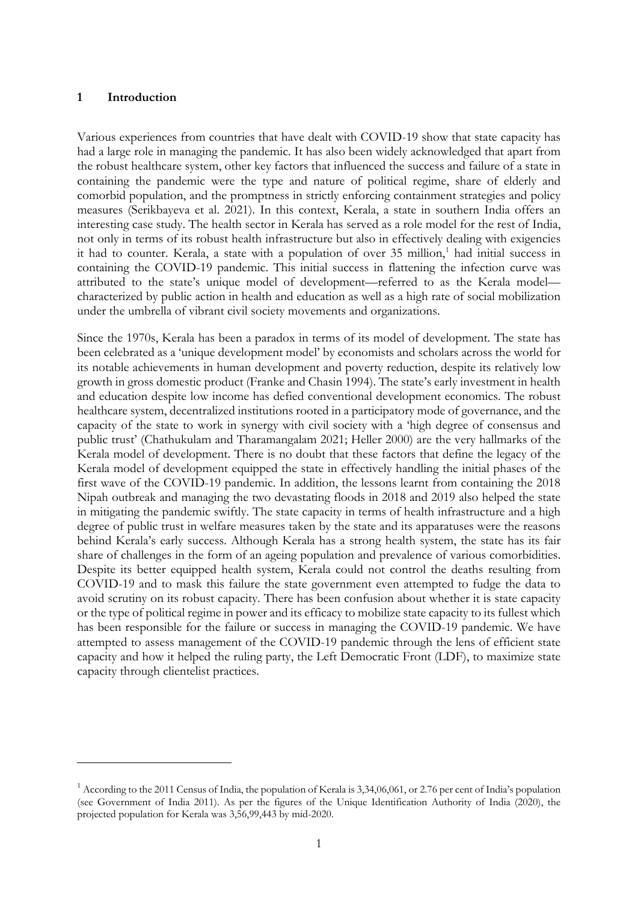## 1 Introduction

Various experiences from countries that have dealt with COVID-19 show that state capacity has had a large role in managing the pandemic. It has also been widely acknowledged that apart from the robust healthcare system, other key factors that influenced the success and failure of a state in containing the pandemic were the type and nature of political regime, share of elderly and comorbid population, and the promptness in strictly enforcing containment strategies and policy measures (Serikbayeva et al. 2021). In this context, Kerala, a state in southern India offers an interesting case study. The health sector in Kerala has served as a role model for the rest of India, not only in terms of its robust health infrastructure but also in effectively dealing with exigencies it had to counter. Kerala, a state with a population of over 35 million,[1] had initial success in containing the COVID-19 pandemic. This initial success in flattening the infection curve was attributed to the state's unique model of development—referred to as the Kerala model—characterized by public action in health and education as well as a high rate of social mobilization under the umbrella of vibrant civil society movements and organizations.

Since the 1970s, Kerala has been a paradox in terms of its model of development. The state has been celebrated as a 'unique development model' by economists and scholars across the world for its notable achievements in human development and poverty reduction, despite its relatively low growth in gross domestic product (Franke and Chasin 1994). The state's early investment in health and education despite low income has defied conventional development economics. The robust healthcare system, decentralized institutions rooted in a participatory mode of governance, and the capacity of the state to work in synergy with civil society with a 'high degree of consensus and public trust' (Chathukulam and Tharamangalam 2021; Heller 2000) are the very hallmarks of the Kerala model of development. There is no doubt that these factors that define the legacy of the Kerala model of development equipped the state in effectively handling the initial phases of the first wave of the COVID-19 pandemic. In addition, the lessons learnt from containing the 2018 Nipah outbreak and managing the two devastating floods in 2018 and 2019 also helped the state in mitigating the pandemic swiftly. The state capacity in terms of health infrastructure and a high degree of public trust in welfare measures taken by the state and its apparatuses were the reasons behind Kerala's early success. Although Kerala has a strong health system, the state has its fair share of challenges in the form of an ageing population and prevalence of various comorbidities. Despite its better equipped health system, Kerala could not control the deaths resulting from COVID-19 and to mask this failure the state government even attempted to fudge the data to avoid scrutiny on its robust capacity. There has been confusion about whether it is state capacity or the type of political regime in power and its efficacy to mobilize state capacity to its fullest which has been responsible for the failure or success in managing the COVID-19 pandemic. We have attempted to assess management of the COVID-19 pandemic through the lens of efficient state capacity and how it helped the ruling party, the Left Democratic Front (LDF), to maximize state capacity through clientelist practices.

---

[1] According to the 2011 Census of India, the population of Kerala is 3,34,06,061, or 2.76 per cent of India's population (see Government of India 2011). As per the figures of the Unique Identification Authority of India (2020), the projected population for Kerala was 3,56,99,443 by mid-2020.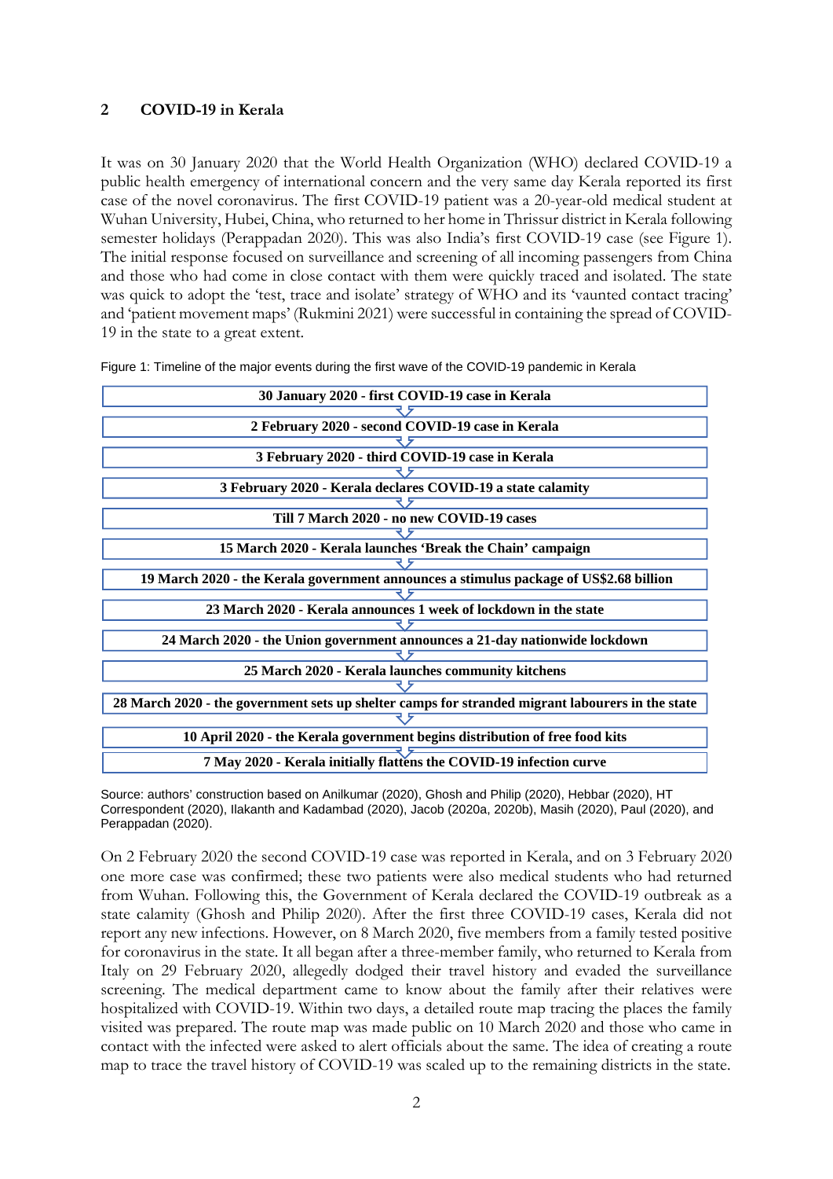## 2 COVID-19 in Kerala

It was on 30 January 2020 that the World Health Organization (WHO) declared COVID-19 a public health emergency of international concern and the very same day Kerala reported its first case of the novel coronavirus. The first COVID-19 patient was a 20-year-old medical student at Wuhan University, Hubei, China, who returned to her home in Thrissur district in Kerala following semester holidays (Perappadan 2020). This was also India's first COVID-19 case (see Figure 1). The initial response focused on surveillance and screening of all incoming passengers from China and those who had come in close contact with them were quickly traced and isolated. The state was quick to adopt the 'test, trace and isolate' strategy of WHO and its 'vaunted contact tracing' and 'patient movement maps' (Rukmini 2021) were successful in containing the spread of COVID-19 in the state to a great extent.

Figure 1: Timeline of the major events during the first wave of the COVID-19 pandemic in Kerala

- **30 January 2020 - first COVID-19 case in Kerala**
- **2 February 2020 - second COVID-19 case in Kerala**
- **3 February 2020 - third COVID-19 case in Kerala**
- **3 February 2020 - Kerala declares COVID-19 a state calamity**
- **Till 7 March 2020 - no new COVID-19 cases**
- **15 March 2020 - Kerala launches 'Break the Chain' campaign**
- **19 March 2020 - the Kerala government announces a stimulus package of US$2.68 billion**
- **23 March 2020 - Kerala announces 1 week of lockdown in the state**
- **24 March 2020 - the Union government announces a 21-day nationwide lockdown**
- **25 March 2020 - Kerala launches community kitchens**
- **28 March 2020 - the government sets up shelter camps for stranded migrant labourers in the state**
- **10 April 2020 - the Kerala government begins distribution of free food kits**
- **7 May 2020 - Kerala initially flattens the COVID-19 infection curve**

Source: authors' construction based on Anilkumar (2020), Ghosh and Philip (2020), Hebbar (2020), HT Correspondent (2020), Ilakanth and Kadambad (2020), Jacob (2020a, 2020b), Masih (2020), Paul (2020), and Perappadan (2020).

On 2 February 2020 the second COVID-19 case was reported in Kerala, and on 3 February 2020 one more case was confirmed; these two patients were also medical students who had returned from Wuhan. Following this, the Government of Kerala declared the COVID-19 outbreak as a state calamity (Ghosh and Philip 2020). After the first three COVID-19 cases, Kerala did not report any new infections. However, on 8 March 2020, five members from a family tested positive for coronavirus in the state. It all began after a three-member family, who returned to Kerala from Italy on 29 February 2020, allegedly dodged their travel history and evaded the surveillance screening. The medical department came to know about the family after their relatives were hospitalized with COVID-19. Within two days, a detailed route map tracing the places the family visited was prepared. The route map was made public on 10 March 2020 and those who came in contact with the infected were asked to alert officials about the same. The idea of creating a route map to trace the travel history of COVID-19 was scaled up to the remaining districts in the state.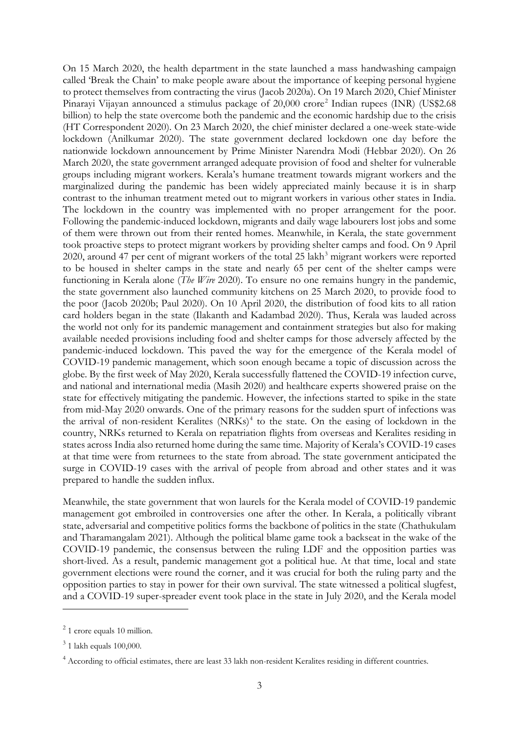On 15 March 2020, the health department in the state launched a mass handwashing campaign called 'Break the Chain' to make people aware about the importance of keeping personal hygiene to protect themselves from contracting the virus (Jacob 2020a). On 19 March 2020, Chief Minister Pinarayi Vijayan announced a stimulus package of 20,000 crore[2] Indian rupees (INR) (US$2.68 billion) to help the state overcome both the pandemic and the economic hardship due to the crisis (HT Correspondent 2020). On 23 March 2020, the chief minister declared a one-week state-wide lockdown (Anilkumar 2020). The state government declared lockdown one day before the nationwide lockdown announcement by Prime Minister Narendra Modi (Hebbar 2020). On 26 March 2020, the state government arranged adequate provision of food and shelter for vulnerable groups including migrant workers. Kerala's humane treatment towards migrant workers and the marginalized during the pandemic has been widely appreciated mainly because it is in sharp contrast to the inhuman treatment meted out to migrant workers in various other states in India. The lockdown in the country was implemented with no proper arrangement for the poor. Following the pandemic-induced lockdown, migrants and daily wage labourers lost jobs and some of them were thrown out from their rented homes. Meanwhile, in Kerala, the state government took proactive steps to protect migrant workers by providing shelter camps and food. On 9 April 2020, around 47 per cent of migrant workers of the total 25 lakh[3] migrant workers were reported to be housed in shelter camps in the state and nearly 65 per cent of the shelter camps were functioning in Kerala alone (*The Wire* 2020). To ensure no one remains hungry in the pandemic, the state government also launched community kitchens on 25 March 2020, to provide food to the poor (Jacob 2020b; Paul 2020). On 10 April 2020, the distribution of food kits to all ration card holders began in the state (Ilakanth and Kadambad 2020). Thus, Kerala was lauded across the world not only for its pandemic management and containment strategies but also for making available needed provisions including food and shelter camps for those adversely affected by the pandemic-induced lockdown. This paved the way for the emergence of the Kerala model of COVID-19 pandemic management, which soon enough became a topic of discussion across the globe. By the first week of May 2020, Kerala successfully flattened the COVID-19 infection curve, and national and international media (Masih 2020) and healthcare experts showered praise on the state for effectively mitigating the pandemic. However, the infections started to spike in the state from mid-May 2020 onwards. One of the primary reasons for the sudden spurt of infections was the arrival of non-resident Keralites (NRKs)[4] to the state. On the easing of lockdown in the country, NRKs returned to Kerala on repatriation flights from overseas and Keralites residing in states across India also returned home during the same time. Majority of Kerala's COVID-19 cases at that time were from returnees to the state from abroad. The state government anticipated the surge in COVID-19 cases with the arrival of people from abroad and other states and it was prepared to handle the sudden influx.

Meanwhile, the state government that won laurels for the Kerala model of COVID-19 pandemic management got embroiled in controversies one after the other. In Kerala, a politically vibrant state, adversarial and competitive politics forms the backbone of politics in the state (Chathukulam and Tharamangalam 2021). Although the political blame game took a backseat in the wake of the COVID-19 pandemic, the consensus between the ruling LDF and the opposition parties was short-lived. As a result, pandemic management got a political hue. At that time, local and state government elections were round the corner, and it was crucial for both the ruling party and the opposition parties to stay in power for their own survival. The state witnessed a political slugfest, and a COVID-19 super-spreader event took place in the state in July 2020, and the Kerala model

[2] 1 crore equals 10 million.

[3] 1 lakh equals 100,000.

[4] According to official estimates, there are least 33 lakh non-resident Keralites residing in different countries.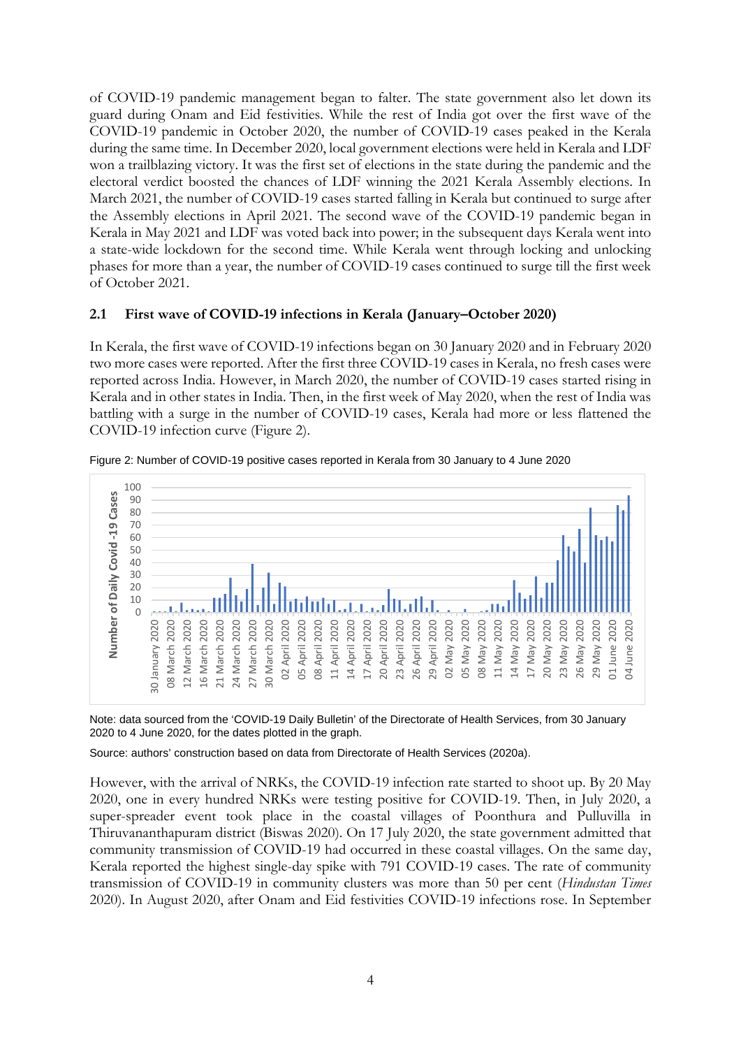of COVID-19 pandemic management began to falter. The state government also let down its guard during Onam and Eid festivities. While the rest of India got over the first wave of the COVID-19 pandemic in October 2020, the number of COVID-19 cases peaked in the Kerala during the same time. In December 2020, local government elections were held in Kerala and LDF won a trailblazing victory. It was the first set of elections in the state during the pandemic and the electoral verdict boosted the chances of LDF winning the 2021 Kerala Assembly elections. In March 2021, the number of COVID-19 cases started falling in Kerala but continued to surge after the Assembly elections in April 2021. The second wave of the COVID-19 pandemic began in Kerala in May 2021 and LDF was voted back into power; in the subsequent days Kerala went into a state-wide lockdown for the second time. While Kerala went through locking and unlocking phases for more than a year, the number of COVID-19 cases continued to surge till the first week of October 2021.

## 2.1 First wave of COVID-19 infections in Kerala (January–October 2020)

In Kerala, the first wave of COVID-19 infections began on 30 January 2020 and in February 2020 two more cases were reported. After the first three COVID-19 cases in Kerala, no fresh cases were reported across India. However, in March 2020, the number of COVID-19 cases started rising in Kerala and in other states in India. Then, in the first week of May 2020, when the rest of India was battling with a surge in the number of COVID-19 cases, Kerala had more or less flattened the COVID-19 infection curve (Figure 2).

Figure 2: Number of COVID-19 positive cases reported in Kerala from 30 January to 4 June 2020

Note: data sourced from the 'COVID-19 Daily Bulletin' of the Directorate of Health Services, from 30 January 2020 to 4 June 2020, for the dates plotted in the graph.

Source: authors' construction based on data from Directorate of Health Services (2020a).

However, with the arrival of NRKs, the COVID-19 infection rate started to shoot up. By 20 May 2020, one in every hundred NRKs were testing positive for COVID-19. Then, in July 2020, a super-spreader event took place in the coastal villages of Poonthura and Pulluvilla in Thiruvananthapuram district (Biswas 2020). On 17 July 2020, the state government admitted that community transmission of COVID-19 had occurred in these coastal villages. On the same day, Kerala reported the highest single-day spike with 791 COVID-19 cases. The rate of community transmission of COVID-19 in community clusters was more than 50 per cent (*Hindustan Times* 2020). In August 2020, after Onam and Eid festivities COVID-19 infections rose. In September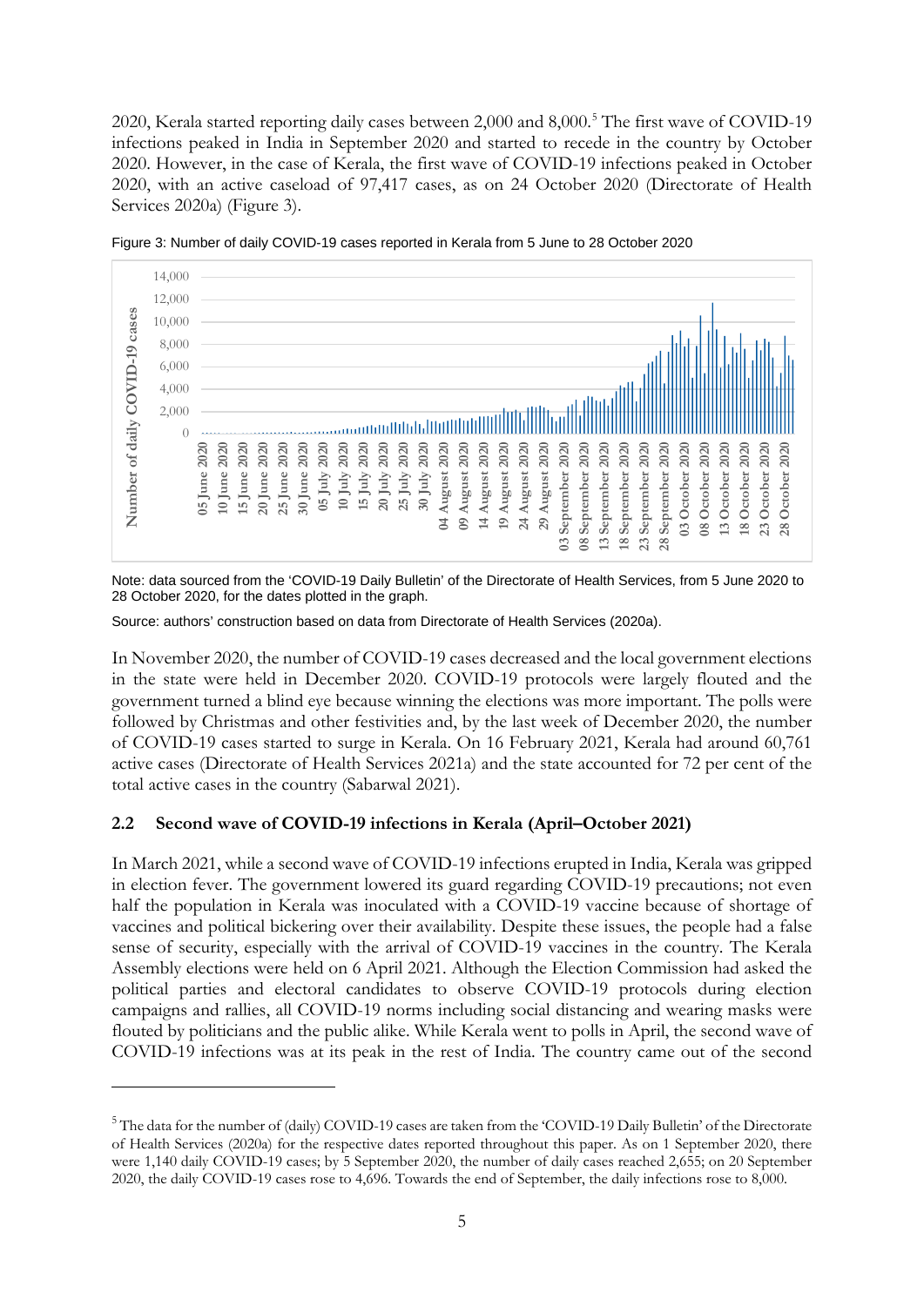2020, Kerala started reporting daily cases between 2,000 and 8,000.[5] The first wave of COVID-19 infections peaked in India in September 2020 and started to recede in the country by October 2020. However, in the case of Kerala, the first wave of COVID-19 infections peaked in October 2020, with an active caseload of 97,417 cases, as on 24 October 2020 (Directorate of Health Services 2020a) (Figure 3).

Figure 3: Number of daily COVID-19 cases reported in Kerala from 5 June to 28 October 2020

Note: data sourced from the 'COVID-19 Daily Bulletin' of the Directorate of Health Services, from 5 June 2020 to 28 October 2020, for the dates plotted in the graph.

Source: authors' construction based on data from Directorate of Health Services (2020a).

In November 2020, the number of COVID-19 cases decreased and the local government elections in the state were held in December 2020. COVID-19 protocols were largely flouted and the government turned a blind eye because winning the elections was more important. The polls were followed by Christmas and other festivities and, by the last week of December 2020, the number of COVID-19 cases started to surge in Kerala. On 16 February 2021, Kerala had around 60,761 active cases (Directorate of Health Services 2021a) and the state accounted for 72 per cent of the total active cases in the country (Sabarwal 2021).

### 2.2 Second wave of COVID-19 infections in Kerala (April–October 2021)

In March 2021, while a second wave of COVID-19 infections erupted in India, Kerala was gripped in election fever. The government lowered its guard regarding COVID-19 precautions; not even half the population in Kerala was inoculated with a COVID-19 vaccine because of shortage of vaccines and political bickering over their availability. Despite these issues, the people had a false sense of security, especially with the arrival of COVID-19 vaccines in the country. The Kerala Assembly elections were held on 6 April 2021. Although the Election Commission had asked the political parties and electoral candidates to observe COVID-19 protocols during election campaigns and rallies, all COVID-19 norms including social distancing and wearing masks were flouted by politicians and the public alike. While Kerala went to polls in April, the second wave of COVID-19 infections was at its peak in the rest of India. The country came out of the second

[5] The data for the number of (daily) COVID-19 cases are taken from the 'COVID-19 Daily Bulletin' of the Directorate of Health Services (2020a) for the respective dates reported throughout this paper. As on 1 September 2020, there were 1,140 daily COVID-19 cases; by 5 September 2020, the number of daily cases reached 2,655; on 20 September 2020, the daily COVID-19 cases rose to 4,696. Towards the end of September, the daily infections rose to 8,000.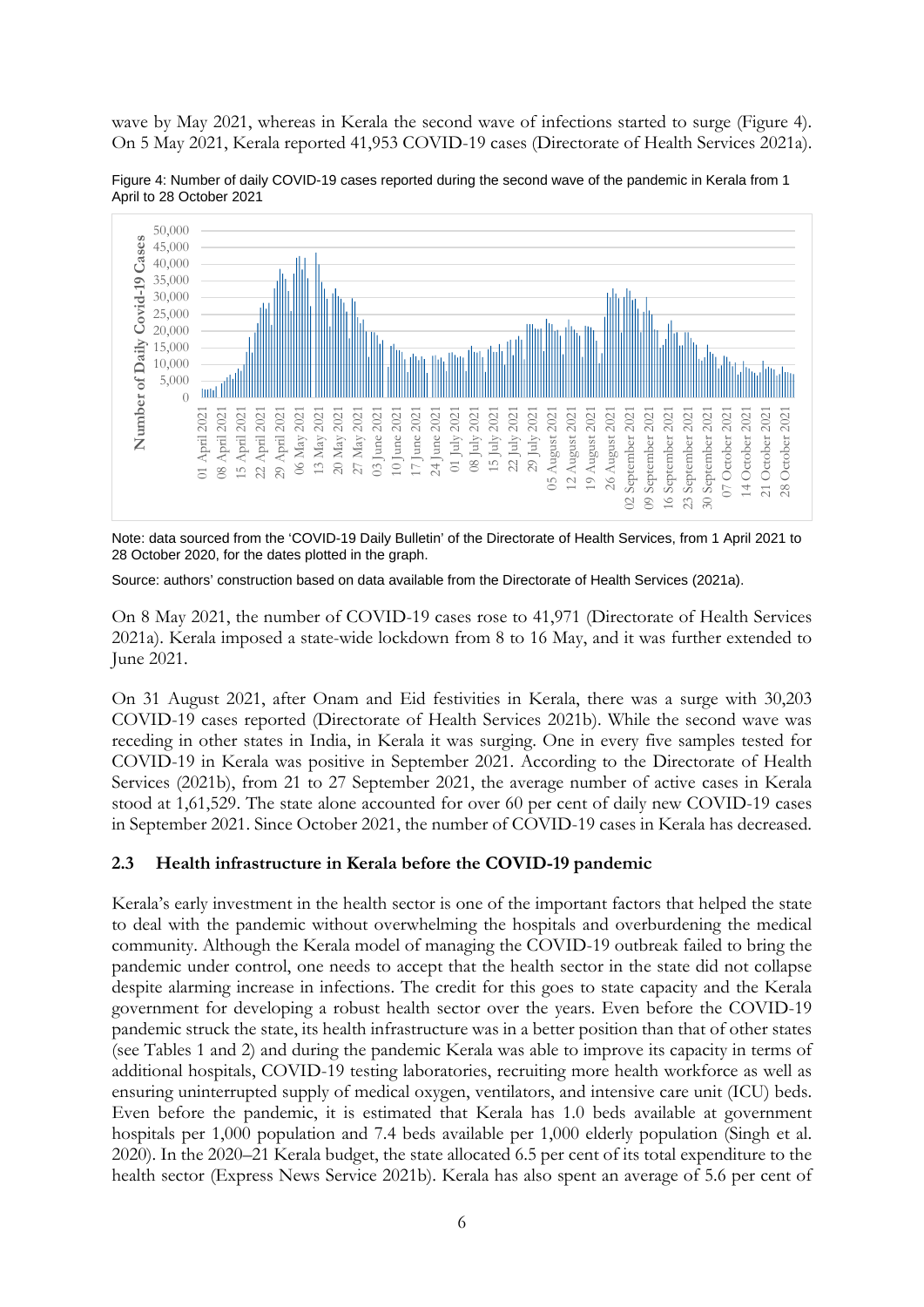wave by May 2021, whereas in Kerala the second wave of infections started to surge (Figure 4). On 5 May 2021, Kerala reported 41,953 COVID-19 cases (Directorate of Health Services 2021a).

Figure 4: Number of daily COVID-19 cases reported during the second wave of the pandemic in Kerala from 1 April to 28 October 2021

Note: data sourced from the 'COVID-19 Daily Bulletin' of the Directorate of Health Services, from 1 April 2021 to 28 October 2020, for the dates plotted in the graph.

Source: authors' construction based on data available from the Directorate of Health Services (2021a).

On 8 May 2021, the number of COVID-19 cases rose to 41,971 (Directorate of Health Services 2021a). Kerala imposed a state-wide lockdown from 8 to 16 May, and it was further extended to June 2021.

On 31 August 2021, after Onam and Eid festivities in Kerala, there was a surge with 30,203 COVID-19 cases reported (Directorate of Health Services 2021b). While the second wave was receding in other states in India, in Kerala it was surging. One in every five samples tested for COVID-19 in Kerala was positive in September 2021. According to the Directorate of Health Services (2021b), from 21 to 27 September 2021, the average number of active cases in Kerala stood at 1,61,529. The state alone accounted for over 60 per cent of daily new COVID-19 cases in September 2021. Since October 2021, the number of COVID-19 cases in Kerala has decreased.

### 2.3 Health infrastructure in Kerala before the COVID-19 pandemic

Kerala's early investment in the health sector is one of the important factors that helped the state to deal with the pandemic without overwhelming the hospitals and overburdening the medical community. Although the Kerala model of managing the COVID-19 outbreak failed to bring the pandemic under control, one needs to accept that the health sector in the state did not collapse despite alarming increase in infections. The credit for this goes to state capacity and the Kerala government for developing a robust health sector over the years. Even before the COVID-19 pandemic struck the state, its health infrastructure was in a better position than that of other states (see Tables 1 and 2) and during the pandemic Kerala was able to improve its capacity in terms of additional hospitals, COVID-19 testing laboratories, recruiting more health workforce as well as ensuring uninterrupted supply of medical oxygen, ventilators, and intensive care unit (ICU) beds. Even before the pandemic, it is estimated that Kerala has 1.0 beds available at government hospitals per 1,000 population and 7.4 beds available per 1,000 elderly population (Singh et al. 2020). In the 2020–21 Kerala budget, the state allocated 6.5 per cent of its total expenditure to the health sector (Express News Service 2021b). Kerala has also spent an average of 5.6 per cent of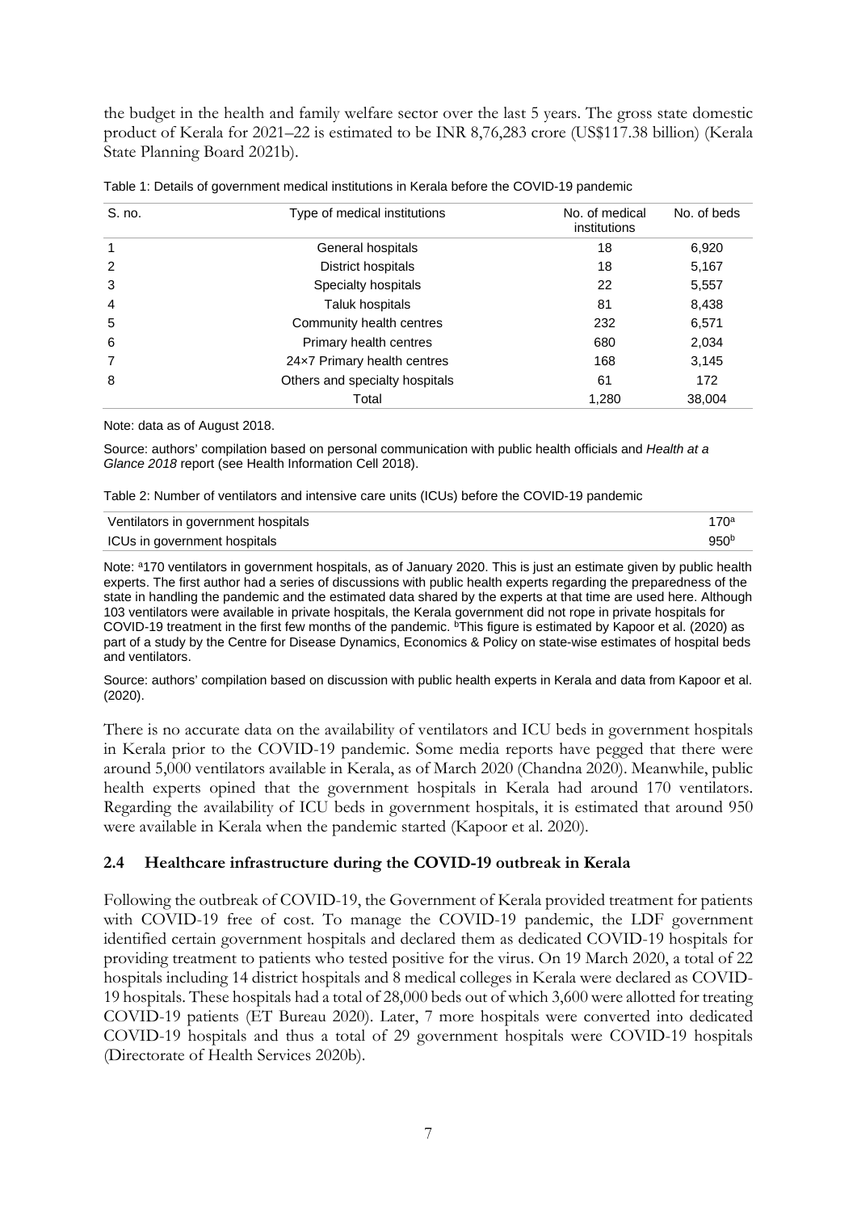the budget in the health and family welfare sector over the last 5 years. The gross state domestic product of Kerala for 2021–22 is estimated to be INR 8,76,283 crore (US$117.38 billion) (Kerala State Planning Board 2021b).

Table 1: Details of government medical institutions in Kerala before the COVID-19 pandemic

| S. no. | Type of medical institutions | No. of medical institutions | No. of beds |
|---|---|---|---|
| 1 | General hospitals | 18 | 6,920 |
| 2 | District hospitals | 18 | 5,167 |
| 3 | Specialty hospitals | 22 | 5,557 |
| 4 | Taluk hospitals | 81 | 8,438 |
| 5 | Community health centres | 232 | 6,571 |
| 6 | Primary health centres | 680 | 2,034 |
| 7 | 24×7 Primary health centres | 168 | 3,145 |
| 8 | Others and specialty hospitals | 61 | 172 |
| | Total | 1,280 | 38,004 |

Note: data as of August 2018.

Source: authors' compilation based on personal communication with public health officials and *Health at a Glance 2018* report (see Health Information Cell 2018).

Table 2: Number of ventilators and intensive care units (ICUs) before the COVID-19 pandemic

| | |
|---|---|
| Ventilators in government hospitals | 170[a] |
| ICUs in government hospitals | 950[b] |

Note: [a]170 ventilators in government hospitals, as of January 2020. This is just an estimate given by public health experts. The first author had a series of discussions with public health experts regarding the preparedness of the state in handling the pandemic and the estimated data shared by the experts at that time are used here. Although 103 ventilators were available in private hospitals, the Kerala government did not rope in private hospitals for COVID-19 treatment in the first few months of the pandemic. [b]This figure is estimated by Kapoor et al. (2020) as part of a study by the Centre for Disease Dynamics, Economics & Policy on state-wise estimates of hospital beds and ventilators.

Source: authors' compilation based on discussion with public health experts in Kerala and data from Kapoor et al. (2020).

There is no accurate data on the availability of ventilators and ICU beds in government hospitals in Kerala prior to the COVID-19 pandemic. Some media reports have pegged that there were around 5,000 ventilators available in Kerala, as of March 2020 (Chandna 2020). Meanwhile, public health experts opined that the government hospitals in Kerala had around 170 ventilators. Regarding the availability of ICU beds in government hospitals, it is estimated that around 950 were available in Kerala when the pandemic started (Kapoor et al. 2020).

### 2.4 Healthcare infrastructure during the COVID-19 outbreak in Kerala

Following the outbreak of COVID-19, the Government of Kerala provided treatment for patients with COVID-19 free of cost. To manage the COVID-19 pandemic, the LDF government identified certain government hospitals and declared them as dedicated COVID-19 hospitals for providing treatment to patients who tested positive for the virus. On 19 March 2020, a total of 22 hospitals including 14 district hospitals and 8 medical colleges in Kerala were declared as COVID-19 hospitals. These hospitals had a total of 28,000 beds out of which 3,600 were allotted for treating COVID-19 patients (ET Bureau 2020). Later, 7 more hospitals were converted into dedicated COVID-19 hospitals and thus a total of 29 government hospitals were COVID-19 hospitals (Directorate of Health Services 2020b).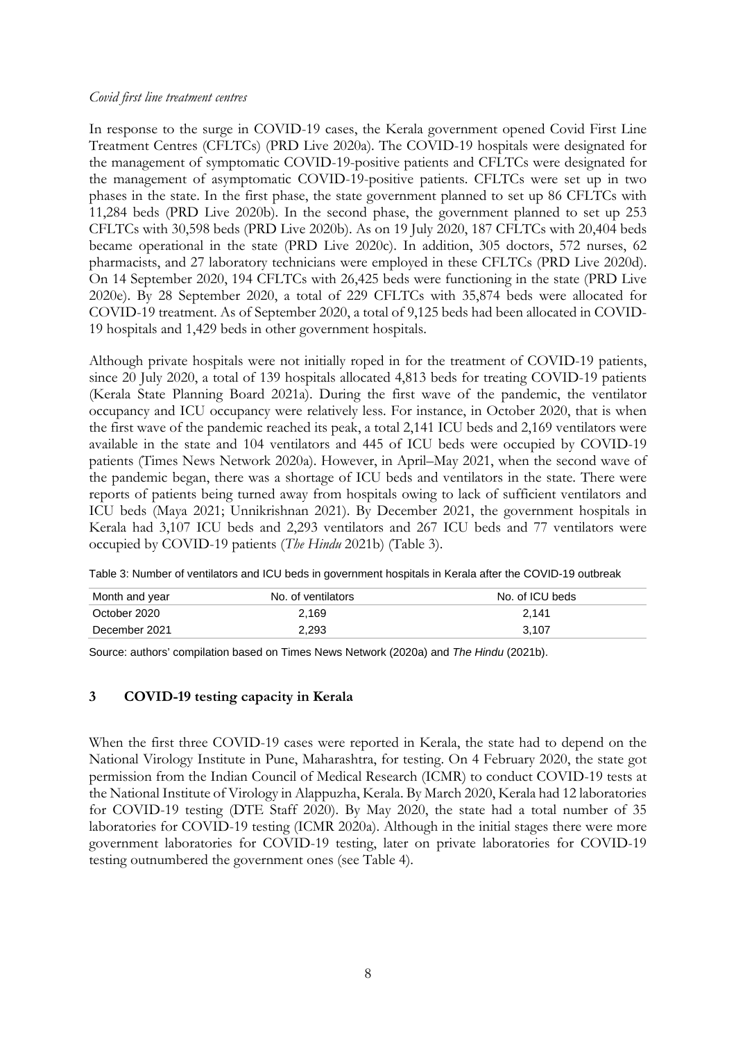*Covid first line treatment centres*

In response to the surge in COVID-19 cases, the Kerala government opened Covid First Line Treatment Centres (CFLTCs) (PRD Live 2020a). The COVID-19 hospitals were designated for the management of symptomatic COVID-19-positive patients and CFLTCs were designated for the management of asymptomatic COVID-19-positive patients. CFLTCs were set up in two phases in the state. In the first phase, the state government planned to set up 86 CFLTCs with 11,284 beds (PRD Live 2020b). In the second phase, the government planned to set up 253 CFLTCs with 30,598 beds (PRD Live 2020b). As on 19 July 2020, 187 CFLTCs with 20,404 beds became operational in the state (PRD Live 2020c). In addition, 305 doctors, 572 nurses, 62 pharmacists, and 27 laboratory technicians were employed in these CFLTCs (PRD Live 2020d). On 14 September 2020, 194 CFLTCs with 26,425 beds were functioning in the state (PRD Live 2020e). By 28 September 2020, a total of 229 CFLTCs with 35,874 beds were allocated for COVID-19 treatment. As of September 2020, a total of 9,125 beds had been allocated in COVID-19 hospitals and 1,429 beds in other government hospitals.

Although private hospitals were not initially roped in for the treatment of COVID-19 patients, since 20 July 2020, a total of 139 hospitals allocated 4,813 beds for treating COVID-19 patients (Kerala State Planning Board 2021a). During the first wave of the pandemic, the ventilator occupancy and ICU occupancy were relatively less. For instance, in October 2020, that is when the first wave of the pandemic reached its peak, a total 2,141 ICU beds and 2,169 ventilators were available in the state and 104 ventilators and 445 of ICU beds were occupied by COVID-19 patients (Times News Network 2020a). However, in April–May 2021, when the second wave of the pandemic began, there was a shortage of ICU beds and ventilators in the state. There were reports of patients being turned away from hospitals owing to lack of sufficient ventilators and ICU beds (Maya 2021; Unnikrishnan 2021). By December 2021, the government hospitals in Kerala had 3,107 ICU beds and 2,293 ventilators and 267 ICU beds and 77 ventilators were occupied by COVID-19 patients (*The Hindu* 2021b) (Table 3).

Table 3: Number of ventilators and ICU beds in government hospitals in Kerala after the COVID-19 outbreak

| Month and year | No. of ventilators | No. of ICU beds |
|---|---|---|
| October 2020 | 2,169 | 2,141 |
| December 2021 | 2,293 | 3,107 |

Source: authors' compilation based on Times News Network (2020a) and *The Hindu* (2021b).

## 3 COVID-19 testing capacity in Kerala

When the first three COVID-19 cases were reported in Kerala, the state had to depend on the National Virology Institute in Pune, Maharashtra, for testing. On 4 February 2020, the state got permission from the Indian Council of Medical Research (ICMR) to conduct COVID-19 tests at the National Institute of Virology in Alappuzha, Kerala. By March 2020, Kerala had 12 laboratories for COVID-19 testing (DTE Staff 2020). By May 2020, the state had a total number of 35 laboratories for COVID-19 testing (ICMR 2020a). Although in the initial stages there were more government laboratories for COVID-19 testing, later on private laboratories for COVID-19 testing outnumbered the government ones (see Table 4).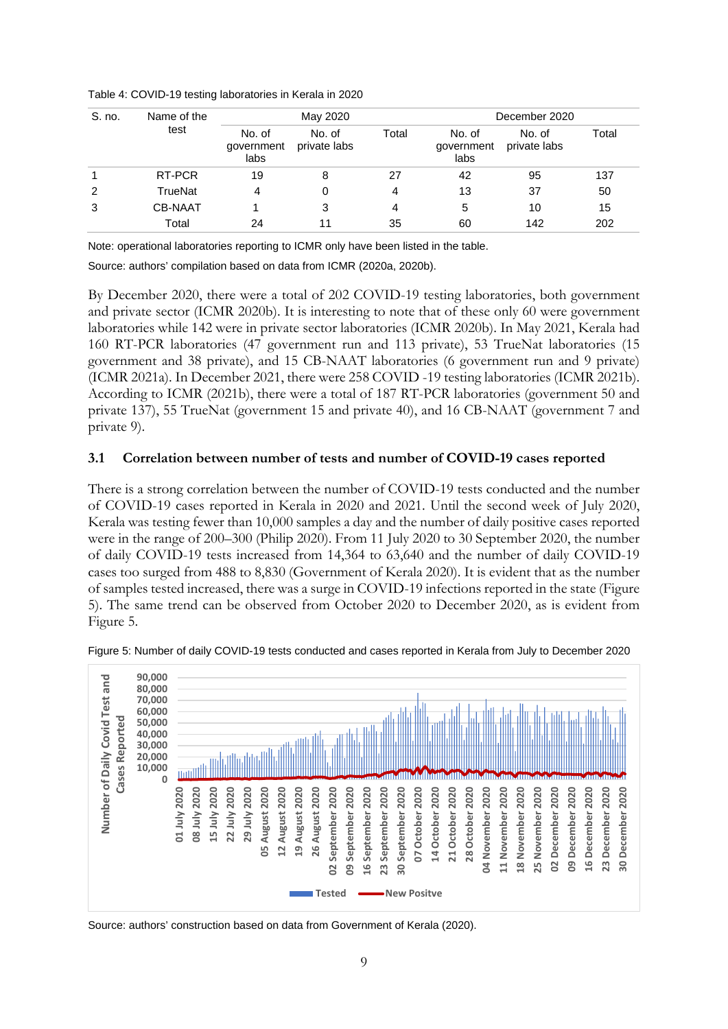Table 4: COVID-19 testing laboratories in Kerala in 2020

| S. no. | Name of the test | May 2020 | | | December 2020 | | |
|---|---|---|---|---|---|---|---|
| | | No. of government labs | No. of private labs | Total | No. of government labs | No. of private labs | Total |
| 1 | RT-PCR | 19 | 8 | 27 | 42 | 95 | 137 |
| 2 | TrueNat | 4 | 0 | 4 | 13 | 37 | 50 |
| 3 | CB-NAAT | 1 | 3 | 4 | 5 | 10 | 15 |
| | Total | 24 | 11 | 35 | 60 | 142 | 202 |

Note: operational laboratories reporting to ICMR only have been listed in the table.

Source: authors' compilation based on data from ICMR (2020a, 2020b).

By December 2020, there were a total of 202 COVID-19 testing laboratories, both government and private sector (ICMR 2020b). It is interesting to note that of these only 60 were government laboratories while 142 were in private sector laboratories (ICMR 2020b). In May 2021, Kerala had 160 RT-PCR laboratories (47 government run and 113 private), 53 TrueNat laboratories (15 government and 38 private), and 15 CB-NAAT laboratories (6 government run and 9 private) (ICMR 2021a). In December 2021, there were 258 COVID -19 testing laboratories (ICMR 2021b). According to ICMR (2021b), there were a total of 187 RT-PCR laboratories (government 50 and private 137), 55 TrueNat (government 15 and private 40), and 16 CB-NAAT (government 7 and private 9).

### 3.1 Correlation between number of tests and number of COVID-19 cases reported

There is a strong correlation between the number of COVID-19 tests conducted and the number of COVID-19 cases reported in Kerala in 2020 and 2021. Until the second week of July 2020, Kerala was testing fewer than 10,000 samples a day and the number of daily positive cases reported were in the range of 200–300 (Philip 2020). From 11 July 2020 to 30 September 2020, the number of daily COVID-19 tests increased from 14,364 to 63,640 and the number of daily COVID-19 cases too surged from 488 to 8,830 (Government of Kerala 2020). It is evident that as the number of samples tested increased, there was a surge in COVID-19 infections reported in the state (Figure 5). The same trend can be observed from October 2020 to December 2020, as is evident from Figure 5.

Figure 5: Number of daily COVID-19 tests conducted and cases reported in Kerala from July to December 2020

Source: authors' construction based on data from Government of Kerala (2020).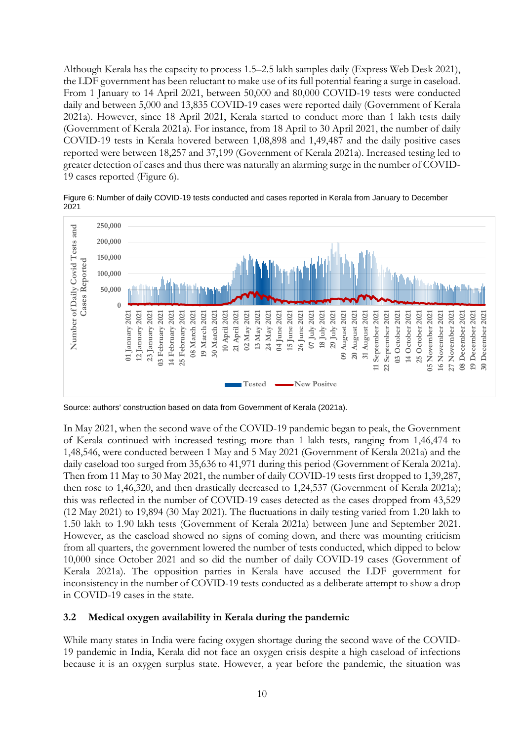Although Kerala has the capacity to process 1.5–2.5 lakh samples daily (Express Web Desk 2021), the LDF government has been reluctant to make use of its full potential fearing a surge in caseload. From 1 January to 14 April 2021, between 50,000 and 80,000 COVID-19 tests were conducted daily and between 5,000 and 13,835 COVID-19 cases were reported daily (Government of Kerala 2021a). However, since 18 April 2021, Kerala started to conduct more than 1 lakh tests daily (Government of Kerala 2021a). For instance, from 18 April to 30 April 2021, the number of daily COVID-19 tests in Kerala hovered between 1,08,898 and 1,49,487 and the daily positive cases reported were between 18,257 and 37,199 (Government of Kerala 2021a). Increased testing led to greater detection of cases and thus there was naturally an alarming surge in the number of COVID-19 cases reported (Figure 6).

Figure 6: Number of daily COVID-19 tests conducted and cases reported in Kerala from January to December 2021

Source: authors' construction based on data from Government of Kerala (2021a).

In May 2021, when the second wave of the COVID-19 pandemic began to peak, the Government of Kerala continued with increased testing; more than 1 lakh tests, ranging from 1,46,474 to 1,48,546, were conducted between 1 May and 5 May 2021 (Government of Kerala 2021a) and the daily caseload too surged from 35,636 to 41,971 during this period (Government of Kerala 2021a). Then from 11 May to 30 May 2021, the number of daily COVID-19 tests first dropped to 1,39,287, then rose to 1,46,320, and then drastically decreased to 1,24,537 (Government of Kerala 2021a); this was reflected in the number of COVID-19 cases detected as the cases dropped from 43,529 (12 May 2021) to 19,894 (30 May 2021). The fluctuations in daily testing varied from 1.20 lakh to 1.50 lakh to 1.90 lakh tests (Government of Kerala 2021a) between June and September 2021. However, as the caseload showed no signs of coming down, and there was mounting criticism from all quarters, the government lowered the number of tests conducted, which dipped to below 10,000 since October 2021 and so did the number of daily COVID-19 cases (Government of Kerala 2021a). The opposition parties in Kerala have accused the LDF government for inconsistency in the number of COVID-19 tests conducted as a deliberate attempt to show a drop in COVID-19 cases in the state.

### 3.2 Medical oxygen availability in Kerala during the pandemic

While many states in India were facing oxygen shortage during the second wave of the COVID-19 pandemic in India, Kerala did not face an oxygen crisis despite a high caseload of infections because it is an oxygen surplus state. However, a year before the pandemic, the situation was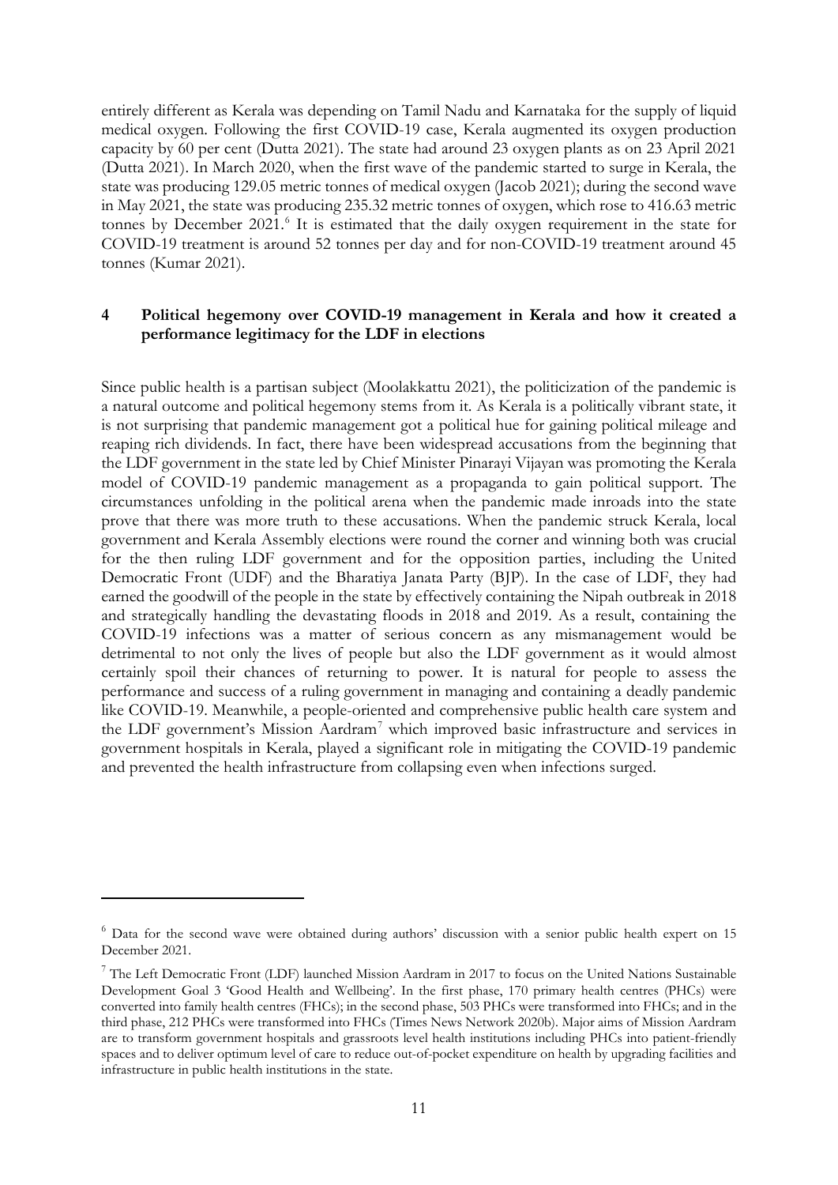entirely different as Kerala was depending on Tamil Nadu and Karnataka for the supply of liquid medical oxygen. Following the first COVID-19 case, Kerala augmented its oxygen production capacity by 60 per cent (Dutta 2021). The state had around 23 oxygen plants as on 23 April 2021 (Dutta 2021). In March 2020, when the first wave of the pandemic started to surge in Kerala, the state was producing 129.05 metric tonnes of medical oxygen (Jacob 2021); during the second wave in May 2021, the state was producing 235.32 metric tonnes of oxygen, which rose to 416.63 metric tonnes by December 2021.[6] It is estimated that the daily oxygen requirement in the state for COVID-19 treatment is around 52 tonnes per day and for non-COVID-19 treatment around 45 tonnes (Kumar 2021).

## 4 Political hegemony over COVID-19 management in Kerala and how it created a performance legitimacy for the LDF in elections

Since public health is a partisan subject (Moolakkattu 2021), the politicization of the pandemic is a natural outcome and political hegemony stems from it. As Kerala is a politically vibrant state, it is not surprising that pandemic management got a political hue for gaining political mileage and reaping rich dividends. In fact, there have been widespread accusations from the beginning that the LDF government in the state led by Chief Minister Pinarayi Vijayan was promoting the Kerala model of COVID-19 pandemic management as a propaganda to gain political support. The circumstances unfolding in the political arena when the pandemic made inroads into the state prove that there was more truth to these accusations. When the pandemic struck Kerala, local government and Kerala Assembly elections were round the corner and winning both was crucial for the then ruling LDF government and for the opposition parties, including the United Democratic Front (UDF) and the Bharatiya Janata Party (BJP). In the case of LDF, they had earned the goodwill of the people in the state by effectively containing the Nipah outbreak in 2018 and strategically handling the devastating floods in 2018 and 2019. As a result, containing the COVID-19 infections was a matter of serious concern as any mismanagement would be detrimental to not only the lives of people but also the LDF government as it would almost certainly spoil their chances of returning to power. It is natural for people to assess the performance and success of a ruling government in managing and containing a deadly pandemic like COVID-19. Meanwhile, a people-oriented and comprehensive public health care system and the LDF government's Mission Aardram[7] which improved basic infrastructure and services in government hospitals in Kerala, played a significant role in mitigating the COVID-19 pandemic and prevented the health infrastructure from collapsing even when infections surged.

---

[6] Data for the second wave were obtained during authors' discussion with a senior public health expert on 15 December 2021.

[7] The Left Democratic Front (LDF) launched Mission Aardram in 2017 to focus on the United Nations Sustainable Development Goal 3 'Good Health and Wellbeing'. In the first phase, 170 primary health centres (PHCs) were converted into family health centres (FHCs); in the second phase, 503 PHCs were transformed into FHCs; and in the third phase, 212 PHCs were transformed into FHCs (Times News Network 2020b). Major aims of Mission Aardram are to transform government hospitals and grassroots level health institutions including PHCs into patient-friendly spaces and to deliver optimum level of care to reduce out-of-pocket expenditure on health by upgrading facilities and infrastructure in public health institutions in the state.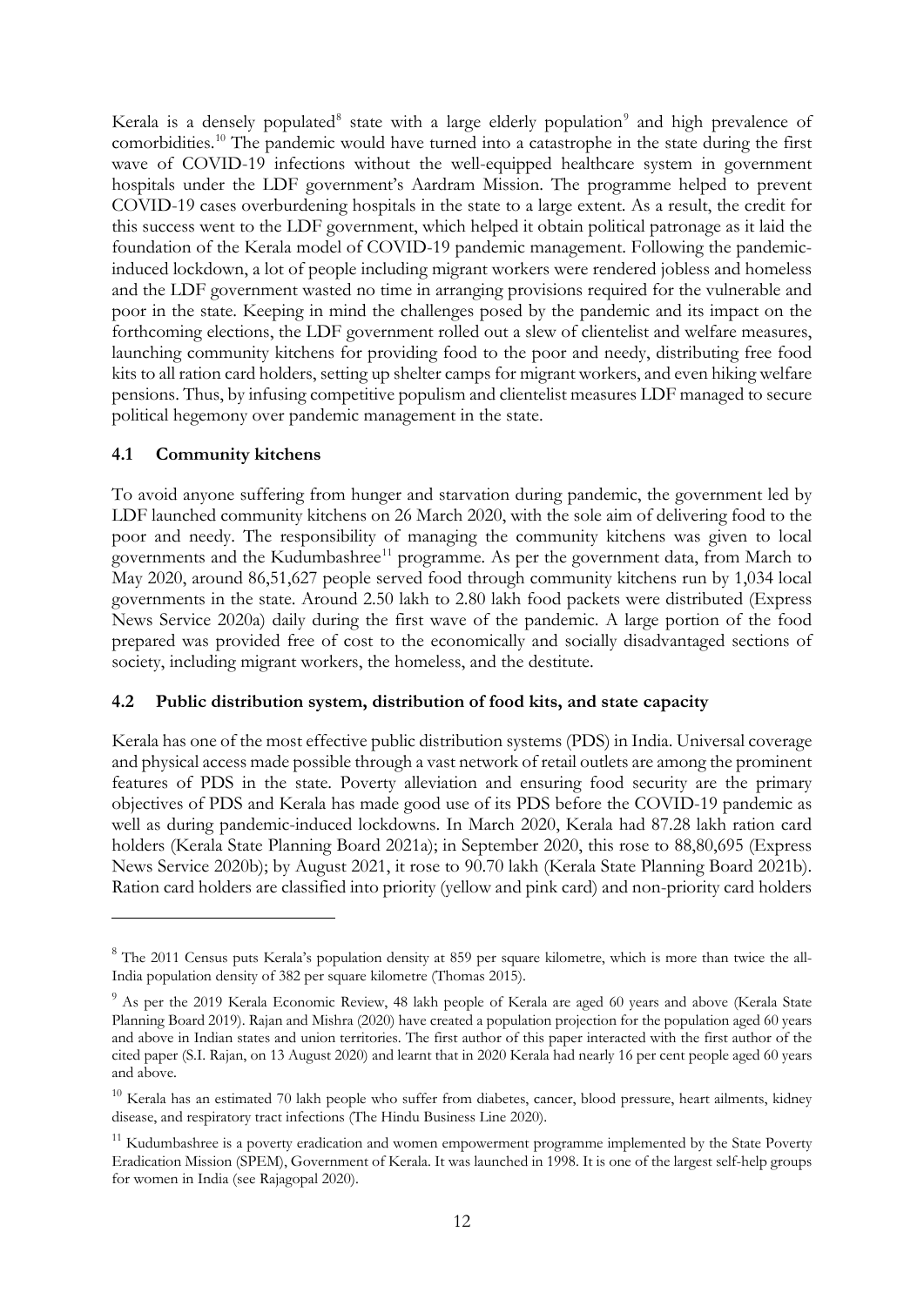Kerala is a densely populated[8] state with a large elderly population[9] and high prevalence of comorbidities.[10] The pandemic would have turned into a catastrophe in the state during the first wave of COVID-19 infections without the well-equipped healthcare system in government hospitals under the LDF government's Aardram Mission. The programme helped to prevent COVID-19 cases overburdening hospitals in the state to a large extent. As a result, the credit for this success went to the LDF government, which helped it obtain political patronage as it laid the foundation of the Kerala model of COVID-19 pandemic management. Following the pandemic-induced lockdown, a lot of people including migrant workers were rendered jobless and homeless and the LDF government wasted no time in arranging provisions required for the vulnerable and poor in the state. Keeping in mind the challenges posed by the pandemic and its impact on the forthcoming elections, the LDF government rolled out a slew of clientelist and welfare measures, launching community kitchens for providing food to the poor and needy, distributing free food kits to all ration card holders, setting up shelter camps for migrant workers, and even hiking welfare pensions. Thus, by infusing competitive populism and clientelist measures LDF managed to secure political hegemony over pandemic management in the state.

### 4.1 Community kitchens

To avoid anyone suffering from hunger and starvation during pandemic, the government led by LDF launched community kitchens on 26 March 2020, with the sole aim of delivering food to the poor and needy. The responsibility of managing the community kitchens was given to local governments and the Kudumbashree[11] programme. As per the government data, from March to May 2020, around 86,51,627 people served food through community kitchens run by 1,034 local governments in the state. Around 2.50 lakh to 2.80 lakh food packets were distributed (Express News Service 2020a) daily during the first wave of the pandemic. A large portion of the food prepared was provided free of cost to the economically and socially disadvantaged sections of society, including migrant workers, the homeless, and the destitute.

### 4.2 Public distribution system, distribution of food kits, and state capacity

Kerala has one of the most effective public distribution systems (PDS) in India. Universal coverage and physical access made possible through a vast network of retail outlets are among the prominent features of PDS in the state. Poverty alleviation and ensuring food security are the primary objectives of PDS and Kerala has made good use of its PDS before the COVID-19 pandemic as well as during pandemic-induced lockdowns. In March 2020, Kerala had 87.28 lakh ration card holders (Kerala State Planning Board 2021a); in September 2020, this rose to 88,80,695 (Express News Service 2020b); by August 2021, it rose to 90.70 lakh (Kerala State Planning Board 2021b). Ration card holders are classified into priority (yellow and pink card) and non-priority card holders

---

[8] The 2011 Census puts Kerala's population density at 859 per square kilometre, which is more than twice the all-India population density of 382 per square kilometre (Thomas 2015).

[9] As per the 2019 Kerala Economic Review, 48 lakh people of Kerala are aged 60 years and above (Kerala State Planning Board 2019). Rajan and Mishra (2020) have created a population projection for the population aged 60 years and above in Indian states and union territories. The first author of this paper interacted with the first author of the cited paper (S.I. Rajan, on 13 August 2020) and learnt that in 2020 Kerala had nearly 16 per cent people aged 60 years and above.

[10] Kerala has an estimated 70 lakh people who suffer from diabetes, cancer, blood pressure, heart ailments, kidney disease, and respiratory tract infections (The Hindu Business Line 2020).

[11] Kudumbashree is a poverty eradication and women empowerment programme implemented by the State Poverty Eradication Mission (SPEM), Government of Kerala. It was launched in 1998. It is one of the largest self-help groups for women in India (see Rajagopal 2020).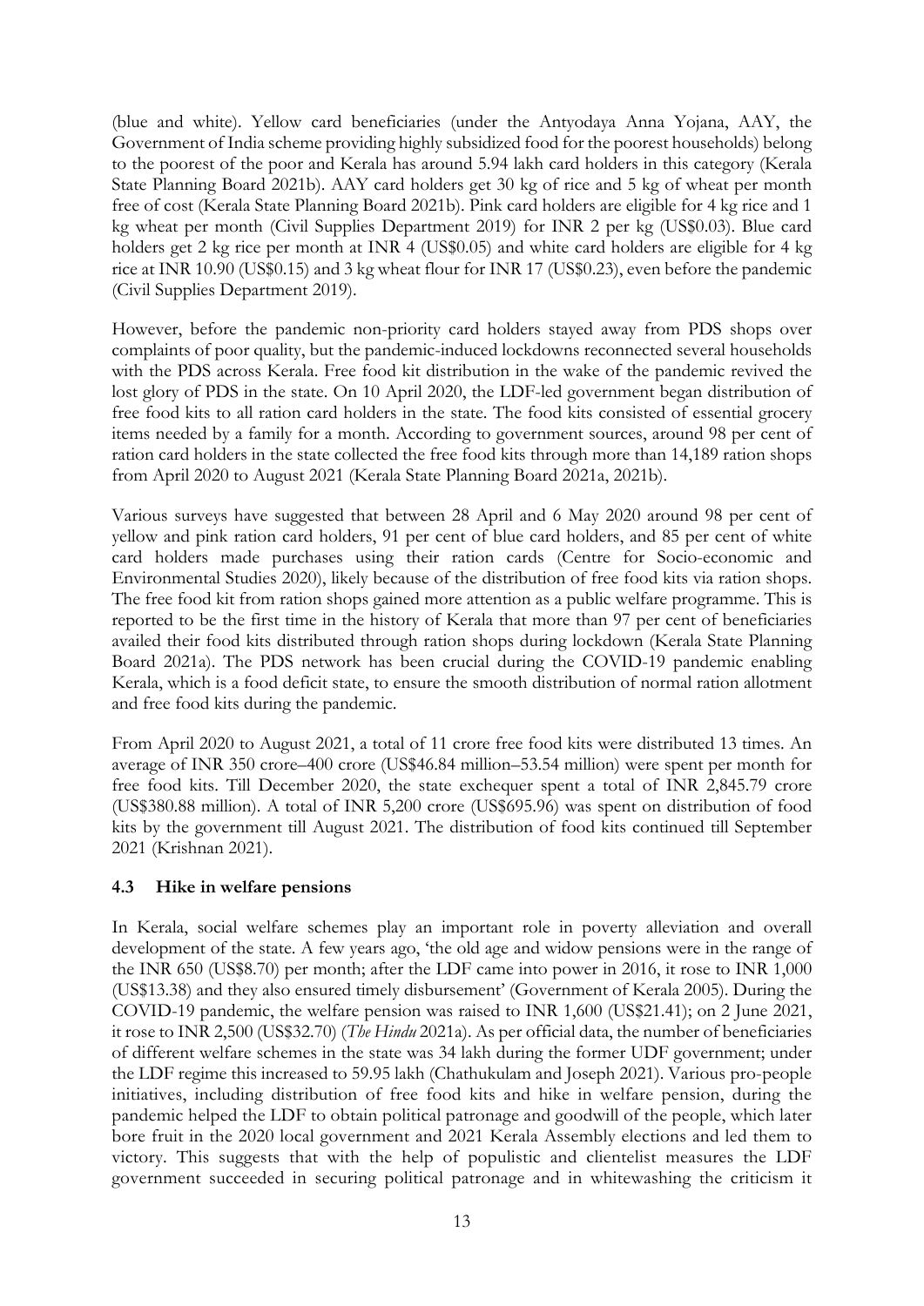(blue and white). Yellow card beneficiaries (under the Antyodaya Anna Yojana, AAY, the Government of India scheme providing highly subsidized food for the poorest households) belong to the poorest of the poor and Kerala has around 5.94 lakh card holders in this category (Kerala State Planning Board 2021b). AAY card holders get 30 kg of rice and 5 kg of wheat per month free of cost (Kerala State Planning Board 2021b). Pink card holders are eligible for 4 kg rice and 1 kg wheat per month (Civil Supplies Department 2019) for INR 2 per kg (US$0.03). Blue card holders get 2 kg rice per month at INR 4 (US$0.05) and white card holders are eligible for 4 kg rice at INR 10.90 (US$0.15) and 3 kg wheat flour for INR 17 (US$0.23), even before the pandemic (Civil Supplies Department 2019).

However, before the pandemic non-priority card holders stayed away from PDS shops over complaints of poor quality, but the pandemic-induced lockdowns reconnected several households with the PDS across Kerala. Free food kit distribution in the wake of the pandemic revived the lost glory of PDS in the state. On 10 April 2020, the LDF-led government began distribution of free food kits to all ration card holders in the state. The food kits consisted of essential grocery items needed by a family for a month. According to government sources, around 98 per cent of ration card holders in the state collected the free food kits through more than 14,189 ration shops from April 2020 to August 2021 (Kerala State Planning Board 2021a, 2021b).

Various surveys have suggested that between 28 April and 6 May 2020 around 98 per cent of yellow and pink ration card holders, 91 per cent of blue card holders, and 85 per cent of white card holders made purchases using their ration cards (Centre for Socio-economic and Environmental Studies 2020), likely because of the distribution of free food kits via ration shops. The free food kit from ration shops gained more attention as a public welfare programme. This is reported to be the first time in the history of Kerala that more than 97 per cent of beneficiaries availed their food kits distributed through ration shops during lockdown (Kerala State Planning Board 2021a). The PDS network has been crucial during the COVID-19 pandemic enabling Kerala, which is a food deficit state, to ensure the smooth distribution of normal ration allotment and free food kits during the pandemic.

From April 2020 to August 2021, a total of 11 crore free food kits were distributed 13 times. An average of INR 350 crore–400 crore (US$46.84 million–53.54 million) were spent per month for free food kits. Till December 2020, the state exchequer spent a total of INR 2,845.79 crore (US$380.88 million). A total of INR 5,200 crore (US$695.96) was spent on distribution of food kits by the government till August 2021. The distribution of food kits continued till September 2021 (Krishnan 2021).

### 4.3 Hike in welfare pensions

In Kerala, social welfare schemes play an important role in poverty alleviation and overall development of the state. A few years ago, 'the old age and widow pensions were in the range of the INR 650 (US$8.70) per month; after the LDF came into power in 2016, it rose to INR 1,000 (US$13.38) and they also ensured timely disbursement' (Government of Kerala 2005). During the COVID-19 pandemic, the welfare pension was raised to INR 1,600 (US$21.41); on 2 June 2021, it rose to INR 2,500 (US$32.70) (*The Hindu* 2021a). As per official data, the number of beneficiaries of different welfare schemes in the state was 34 lakh during the former UDF government; under the LDF regime this increased to 59.95 lakh (Chathukulam and Joseph 2021). Various pro-people initiatives, including distribution of free food kits and hike in welfare pension, during the pandemic helped the LDF to obtain political patronage and goodwill of the people, which later bore fruit in the 2020 local government and 2021 Kerala Assembly elections and led them to victory. This suggests that with the help of populistic and clientelist measures the LDF government succeeded in securing political patronage and in whitewashing the criticism it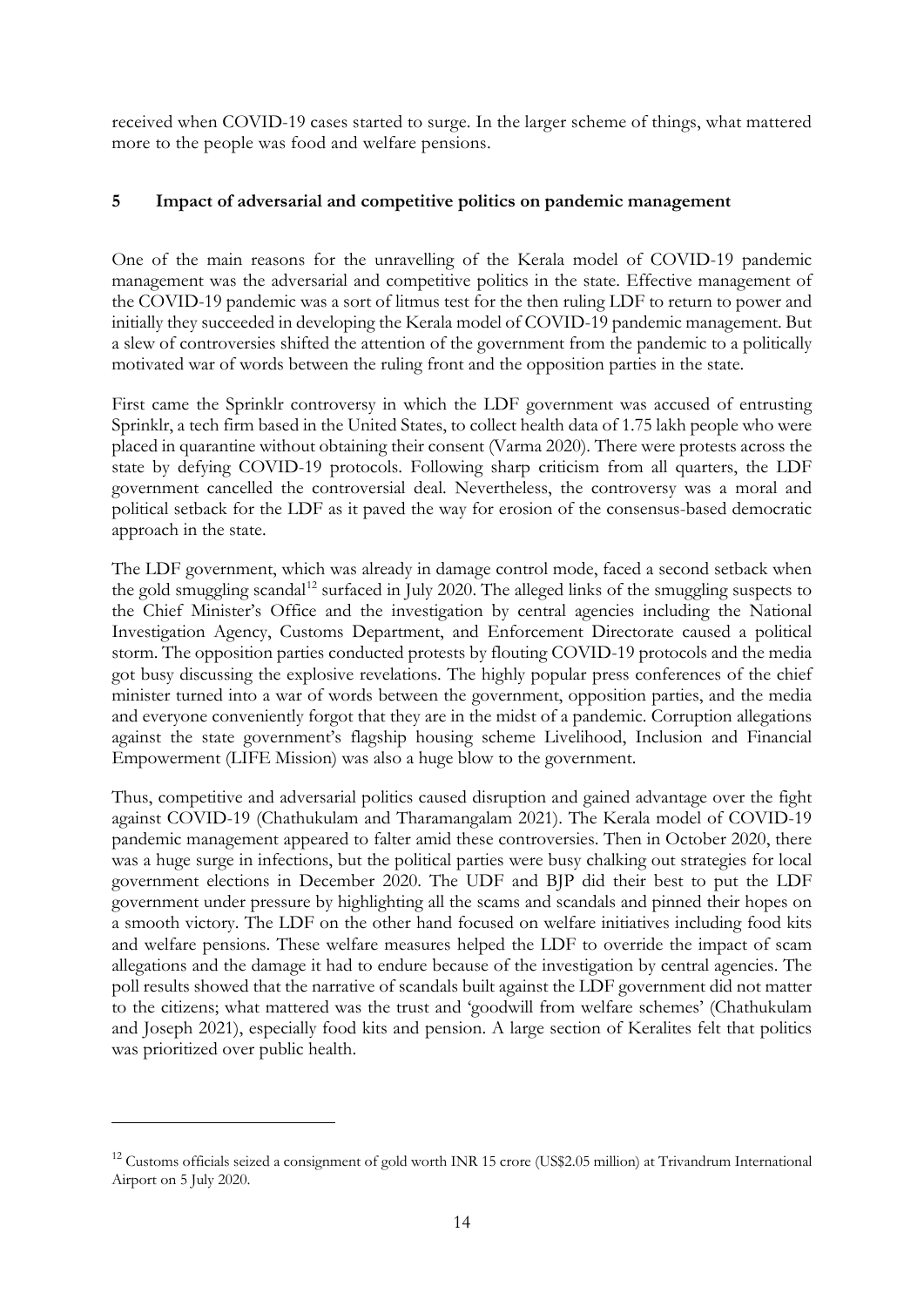received when COVID-19 cases started to surge. In the larger scheme of things, what mattered more to the people was food and welfare pensions.

## 5 Impact of adversarial and competitive politics on pandemic management

One of the main reasons for the unravelling of the Kerala model of COVID-19 pandemic management was the adversarial and competitive politics in the state. Effective management of the COVID-19 pandemic was a sort of litmus test for the then ruling LDF to return to power and initially they succeeded in developing the Kerala model of COVID-19 pandemic management. But a slew of controversies shifted the attention of the government from the pandemic to a politically motivated war of words between the ruling front and the opposition parties in the state.

First came the Sprinklr controversy in which the LDF government was accused of entrusting Sprinklr, a tech firm based in the United States, to collect health data of 1.75 lakh people who were placed in quarantine without obtaining their consent (Varma 2020). There were protests across the state by defying COVID-19 protocols. Following sharp criticism from all quarters, the LDF government cancelled the controversial deal. Nevertheless, the controversy was a moral and political setback for the LDF as it paved the way for erosion of the consensus-based democratic approach in the state.

The LDF government, which was already in damage control mode, faced a second setback when the gold smuggling scandal[12] surfaced in July 2020. The alleged links of the smuggling suspects to the Chief Minister's Office and the investigation by central agencies including the National Investigation Agency, Customs Department, and Enforcement Directorate caused a political storm. The opposition parties conducted protests by flouting COVID-19 protocols and the media got busy discussing the explosive revelations. The highly popular press conferences of the chief minister turned into a war of words between the government, opposition parties, and the media and everyone conveniently forgot that they are in the midst of a pandemic. Corruption allegations against the state government's flagship housing scheme Livelihood, Inclusion and Financial Empowerment (LIFE Mission) was also a huge blow to the government.

Thus, competitive and adversarial politics caused disruption and gained advantage over the fight against COVID-19 (Chathukulam and Tharamangalam 2021). The Kerala model of COVID-19 pandemic management appeared to falter amid these controversies. Then in October 2020, there was a huge surge in infections, but the political parties were busy chalking out strategies for local government elections in December 2020. The UDF and BJP did their best to put the LDF government under pressure by highlighting all the scams and scandals and pinned their hopes on a smooth victory. The LDF on the other hand focused on welfare initiatives including food kits and welfare pensions. These welfare measures helped the LDF to override the impact of scam allegations and the damage it had to endure because of the investigation by central agencies. The poll results showed that the narrative of scandals built against the LDF government did not matter to the citizens; what mattered was the trust and 'goodwill from welfare schemes' (Chathukulam and Joseph 2021), especially food kits and pension. A large section of Keralites felt that politics was prioritized over public health.

[12] Customs officials seized a consignment of gold worth INR 15 crore (US$2.05 million) at Trivandrum International Airport on 5 July 2020.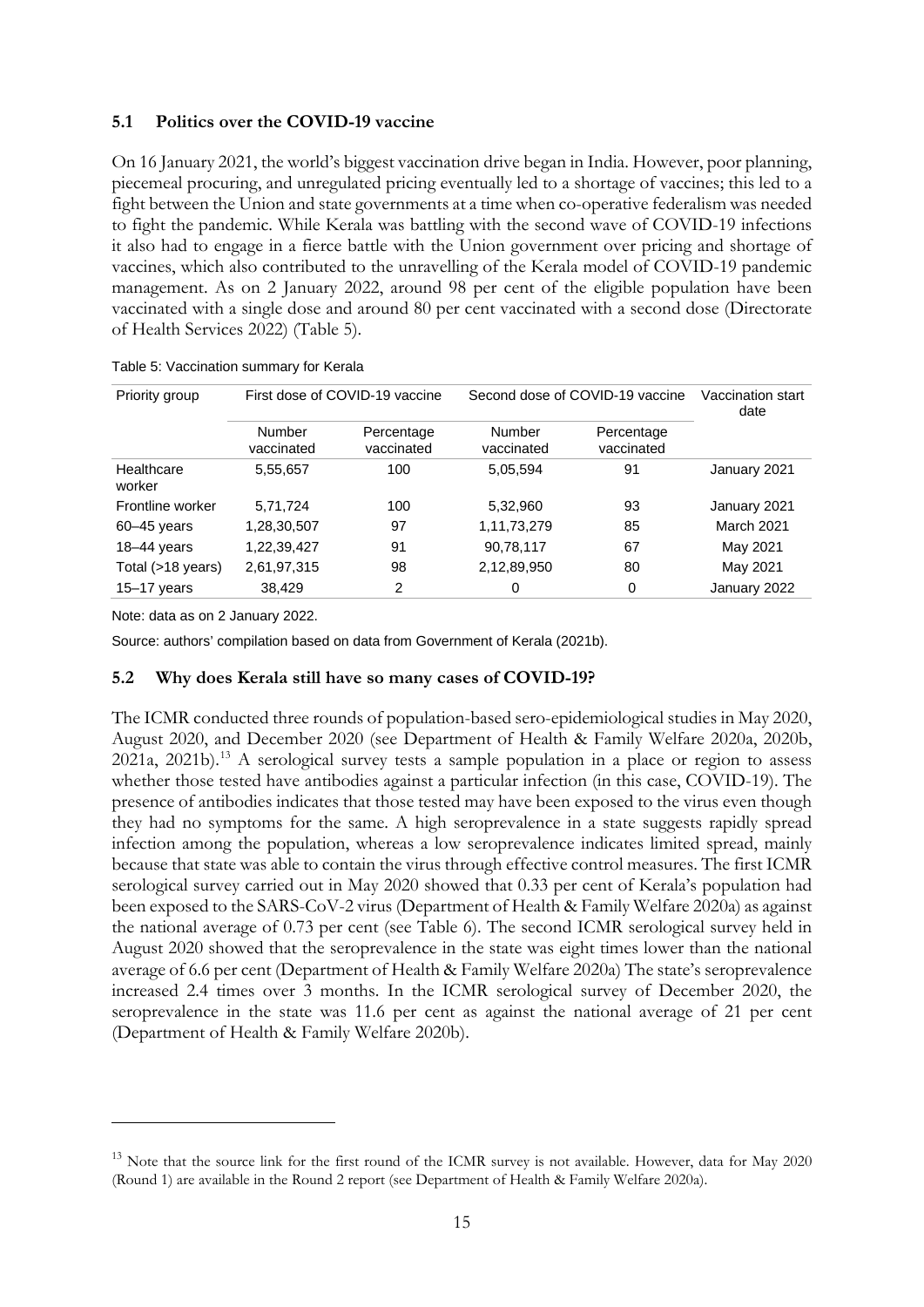### 5.1 Politics over the COVID-19 vaccine

On 16 January 2021, the world's biggest vaccination drive began in India. However, poor planning, piecemeal procuring, and unregulated pricing eventually led to a shortage of vaccines; this led to a fight between the Union and state governments at a time when co-operative federalism was needed to fight the pandemic. While Kerala was battling with the second wave of COVID-19 infections it also had to engage in a fierce battle with the Union government over pricing and shortage of vaccines, which also contributed to the unravelling of the Kerala model of COVID-19 pandemic management. As on 2 January 2022, around 98 per cent of the eligible population have been vaccinated with a single dose and around 80 per cent vaccinated with a second dose (Directorate of Health Services 2022) (Table 5).

Table 5: Vaccination summary for Kerala

| Priority group | First dose of COVID-19 vaccine | | Second dose of COVID-19 vaccine | | Vaccination start date |
|---|---|---|---|---|---|
| | Number vaccinated | Percentage vaccinated | Number vaccinated | Percentage vaccinated | |
| Healthcare worker | 5,55,657 | 100 | 5,05,594 | 91 | January 2021 |
| Frontline worker | 5,71,724 | 100 | 5,32,960 | 93 | January 2021 |
| 60–45 years | 1,28,30,507 | 97 | 1,11,73,279 | 85 | March 2021 |
| 18–44 years | 1,22,39,427 | 91 | 90,78,117 | 67 | May 2021 |
| Total (>18 years) | 2,61,97,315 | 98 | 2,12,89,950 | 80 | May 2021 |
| 15–17 years | 38,429 | 2 | 0 | 0 | January 2022 |

Note: data as on 2 January 2022.

Source: authors' compilation based on data from Government of Kerala (2021b).

### 5.2 Why does Kerala still have so many cases of COVID-19?

The ICMR conducted three rounds of population-based sero-epidemiological studies in May 2020, August 2020, and December 2020 (see Department of Health & Family Welfare 2020a, 2020b, 2021a, 2021b).[13] A serological survey tests a sample population in a place or region to assess whether those tested have antibodies against a particular infection (in this case, COVID-19). The presence of antibodies indicates that those tested may have been exposed to the virus even though they had no symptoms for the same. A high seroprevalence in a state suggests rapidly spread infection among the population, whereas a low seroprevalence indicates limited spread, mainly because that state was able to contain the virus through effective control measures. The first ICMR serological survey carried out in May 2020 showed that 0.33 per cent of Kerala's population had been exposed to the SARS-CoV-2 virus (Department of Health & Family Welfare 2020a) as against the national average of 0.73 per cent (see Table 6). The second ICMR serological survey held in August 2020 showed that the seroprevalence in the state was eight times lower than the national average of 6.6 per cent (Department of Health & Family Welfare 2020a) The state's seroprevalence increased 2.4 times over 3 months. In the ICMR serological survey of December 2020, the seroprevalence in the state was 11.6 per cent as against the national average of 21 per cent (Department of Health & Family Welfare 2020b).

[13] Note that the source link for the first round of the ICMR survey is not available. However, data for May 2020 (Round 1) are available in the Round 2 report (see Department of Health & Family Welfare 2020a).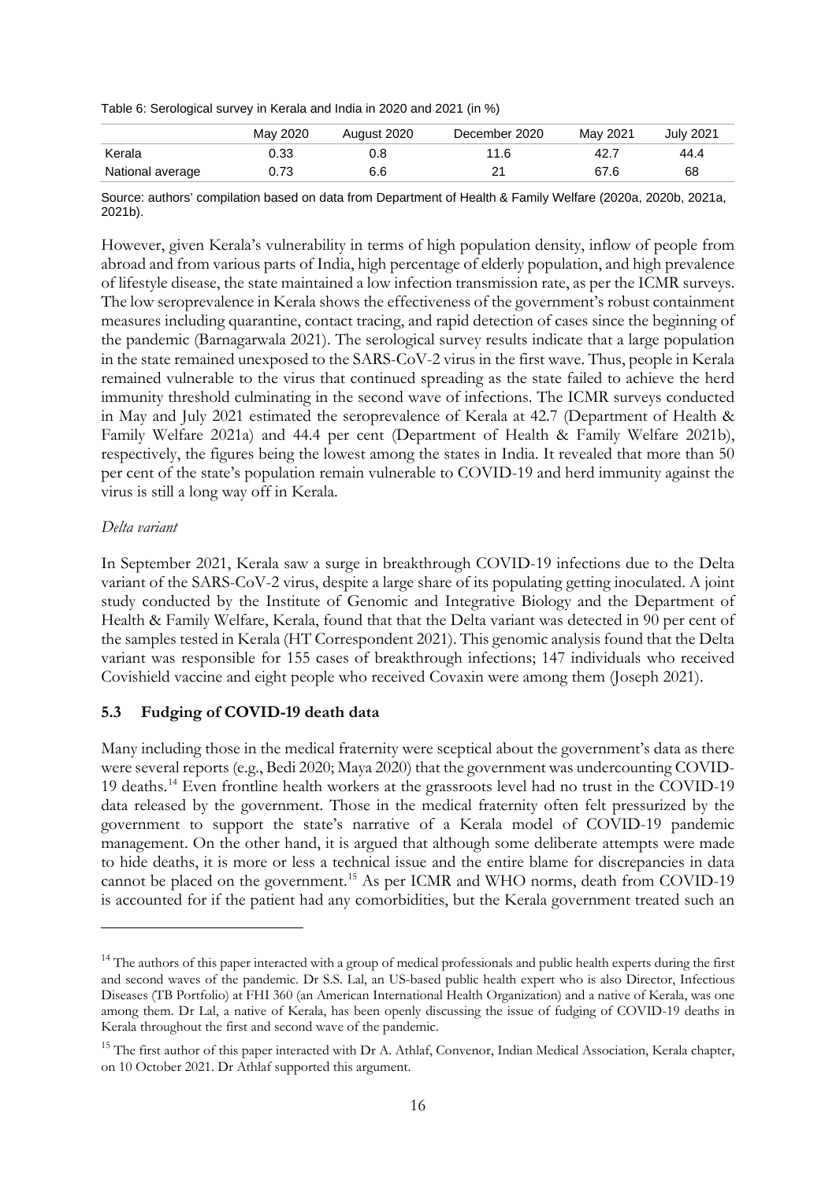Table 6: Serological survey in Kerala and India in 2020 and 2021 (in %)

| | May 2020 | August 2020 | December 2020 | May 2021 | July 2021 |
|---|---|---|---|---|---|
| Kerala | 0.33 | 0.8 | 11.6 | 42.7 | 44.4 |
| National average | 0.73 | 6.6 | 21 | 67.6 | 68 |

Source: authors' compilation based on data from Department of Health & Family Welfare (2020a, 2020b, 2021a, 2021b).

However, given Kerala's vulnerability in terms of high population density, inflow of people from abroad and from various parts of India, high percentage of elderly population, and high prevalence of lifestyle disease, the state maintained a low infection transmission rate, as per the ICMR surveys. The low seroprevalence in Kerala shows the effectiveness of the government's robust containment measures including quarantine, contact tracing, and rapid detection of cases since the beginning of the pandemic (Barnagarwala 2021). The serological survey results indicate that a large population in the state remained unexposed to the SARS-CoV-2 virus in the first wave. Thus, people in Kerala remained vulnerable to the virus that continued spreading as the state failed to achieve the herd immunity threshold culminating in the second wave of infections. The ICMR surveys conducted in May and July 2021 estimated the seroprevalence of Kerala at 42.7 (Department of Health & Family Welfare 2021a) and 44.4 per cent (Department of Health & Family Welfare 2021b), respectively, the figures being the lowest among the states in India. It revealed that more than 50 per cent of the state's population remain vulnerable to COVID-19 and herd immunity against the virus is still a long way off in Kerala.

*Delta variant*

In September 2021, Kerala saw a surge in breakthrough COVID-19 infections due to the Delta variant of the SARS-CoV-2 virus, despite a large share of its populating getting inoculated. A joint study conducted by the Institute of Genomic and Integrative Biology and the Department of Health & Family Welfare, Kerala, found that that the Delta variant was detected in 90 per cent of the samples tested in Kerala (HT Correspondent 2021). This genomic analysis found that the Delta variant was responsible for 155 cases of breakthrough infections; 147 individuals who received Covishield vaccine and eight people who received Covaxin were among them (Joseph 2021).

### 5.3 Fudging of COVID-19 death data

Many including those in the medical fraternity were sceptical about the government's data as there were several reports (e.g., Bedi 2020; Maya 2020) that the government was undercounting COVID-19 deaths.[14] Even frontline health workers at the grassroots level had no trust in the COVID-19 data released by the government. Those in the medical fraternity often felt pressurized by the government to support the state's narrative of a Kerala model of COVID-19 pandemic management. On the other hand, it is argued that although some deliberate attempts were made to hide deaths, it is more or less a technical issue and the entire blame for discrepancies in data cannot be placed on the government.[15] As per ICMR and WHO norms, death from COVID-19 is accounted for if the patient had any comorbidities, but the Kerala government treated such an

---

[14] The authors of this paper interacted with a group of medical professionals and public health experts during the first and second waves of the pandemic. Dr S.S. Lal, an US-based public health expert who is also Director, Infectious Diseases (TB Portfolio) at FHI 360 (an American International Health Organization) and a native of Kerala, was one among them. Dr Lal, a native of Kerala, has been openly discussing the issue of fudging of COVID-19 deaths in Kerala throughout the first and second wave of the pandemic.

[15] The first author of this paper interacted with Dr A. Athlaf, Convenor, Indian Medical Association, Kerala chapter, on 10 October 2021. Dr Athlaf supported this argument.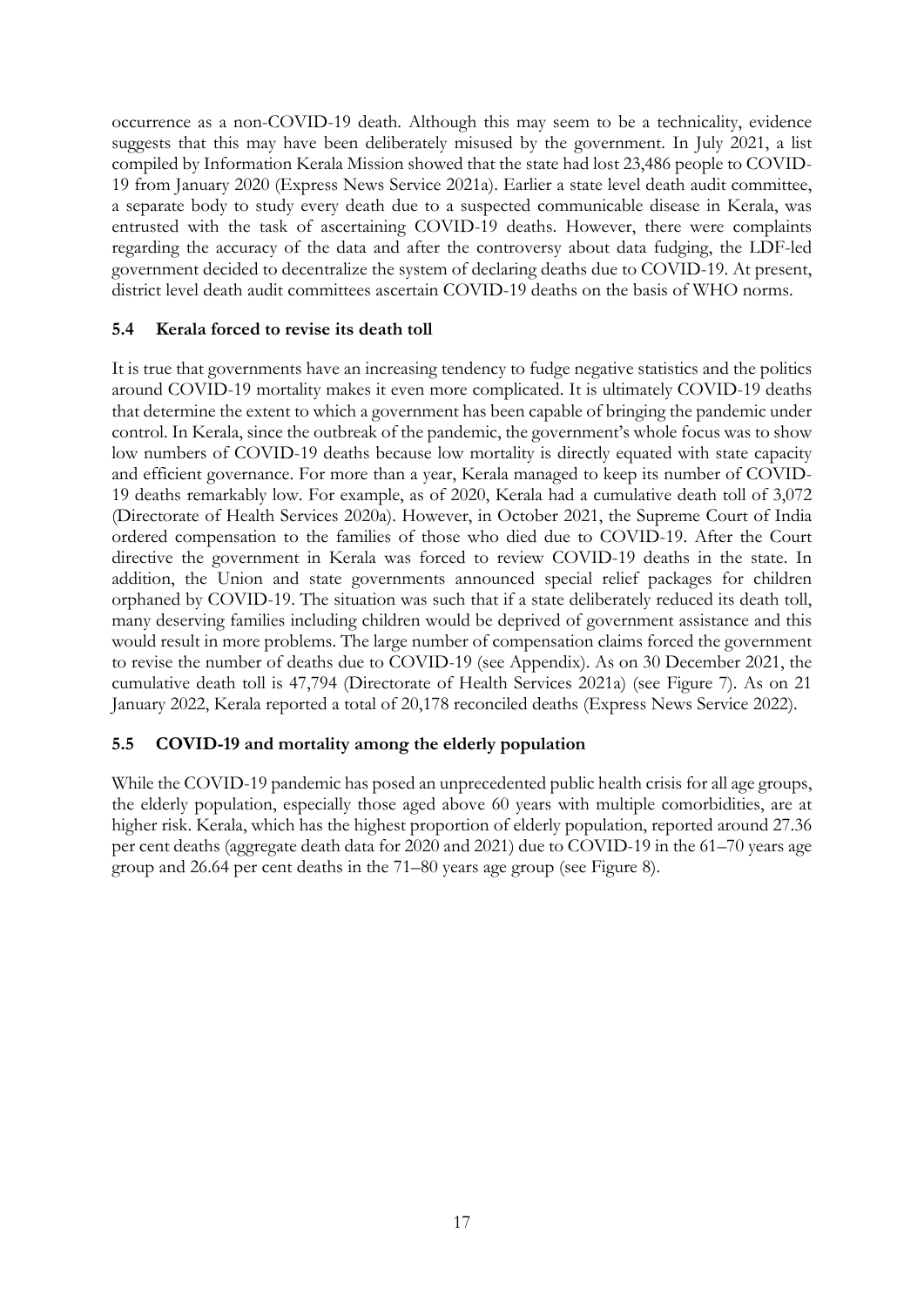occurrence as a non-COVID-19 death. Although this may seem to be a technicality, evidence suggests that this may have been deliberately misused by the government. In July 2021, a list compiled by Information Kerala Mission showed that the state had lost 23,486 people to COVID-19 from January 2020 (Express News Service 2021a). Earlier a state level death audit committee, a separate body to study every death due to a suspected communicable disease in Kerala, was entrusted with the task of ascertaining COVID-19 deaths. However, there were complaints regarding the accuracy of the data and after the controversy about data fudging, the LDF-led government decided to decentralize the system of declaring deaths due to COVID-19. At present, district level death audit committees ascertain COVID-19 deaths on the basis of WHO norms.

### 5.4 Kerala forced to revise its death toll

It is true that governments have an increasing tendency to fudge negative statistics and the politics around COVID-19 mortality makes it even more complicated. It is ultimately COVID-19 deaths that determine the extent to which a government has been capable of bringing the pandemic under control. In Kerala, since the outbreak of the pandemic, the government's whole focus was to show low numbers of COVID-19 deaths because low mortality is directly equated with state capacity and efficient governance. For more than a year, Kerala managed to keep its number of COVID-19 deaths remarkably low. For example, as of 2020, Kerala had a cumulative death toll of 3,072 (Directorate of Health Services 2020a). However, in October 2021, the Supreme Court of India ordered compensation to the families of those who died due to COVID-19. After the Court directive the government in Kerala was forced to review COVID-19 deaths in the state. In addition, the Union and state governments announced special relief packages for children orphaned by COVID-19. The situation was such that if a state deliberately reduced its death toll, many deserving families including children would be deprived of government assistance and this would result in more problems. The large number of compensation claims forced the government to revise the number of deaths due to COVID-19 (see Appendix). As on 30 December 2021, the cumulative death toll is 47,794 (Directorate of Health Services 2021a) (see Figure 7). As on 21 January 2022, Kerala reported a total of 20,178 reconciled deaths (Express News Service 2022).

### 5.5 COVID-19 and mortality among the elderly population

While the COVID-19 pandemic has posed an unprecedented public health crisis for all age groups, the elderly population, especially those aged above 60 years with multiple comorbidities, are at higher risk. Kerala, which has the highest proportion of elderly population, reported around 27.36 per cent deaths (aggregate death data for 2020 and 2021) due to COVID-19 in the 61–70 years age group and 26.64 per cent deaths in the 71–80 years age group (see Figure 8).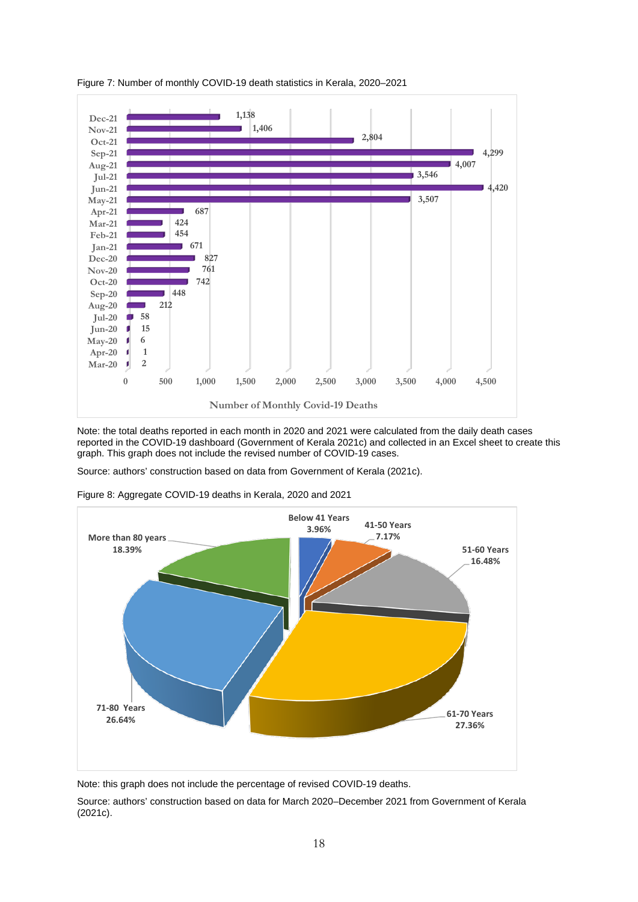Figure 7: Number of monthly COVID-19 death statistics in Kerala, 2020–2021

| Month | Number of Monthly Covid-19 Deaths |
|---|---|
| Dec-21 | 1,138 |
| Nov-21 | 1,406 |
| Oct-21 | 2,804 |
| Sep-21 | 4,299 |
| Aug-21 | 4,007 |
| Jul-21 | 3,546 |
| Jun-21 | 4,420 |
| May-21 | 3,507 |
| Apr-21 | 687 |
| Mar-21 | 424 |
| Feb-21 | 454 |
| Jan-21 | 671 |
| Dec-20 | 827 |
| Nov-20 | 761 |
| Oct-20 | 742 |
| Sep-20 | 448 |
| Aug-20 | 212 |
| Jul-20 | 58 |
| Jun-20 | 15 |
| May-20 | 6 |
| Apr-20 | 1 |
| Mar-20 | 2 |

Note: the total deaths reported in each month in 2020 and 2021 were calculated from the daily death cases reported in the COVID-19 dashboard (Government of Kerala 2021c) and collected in an Excel sheet to create this graph. This graph does not include the revised number of COVID-19 cases.

Source: authors' construction based on data from Government of Kerala (2021c).

Figure 8: Aggregate COVID-19 deaths in Kerala, 2020 and 2021

| Age group | Share of deaths |
|---|---|
| Below 41 Years | 3.96% |
| 41-50 Years | 7.17% |
| 51-60 Years | 16.48% |
| 61-70 Years | 27.36% |
| 71-80 Years | 26.64% |
| More than 80 years | 18.39% |

Note: this graph does not include the percentage of revised COVID-19 deaths.

Source: authors' construction based on data for March 2020–December 2021 from Government of Kerala (2021c).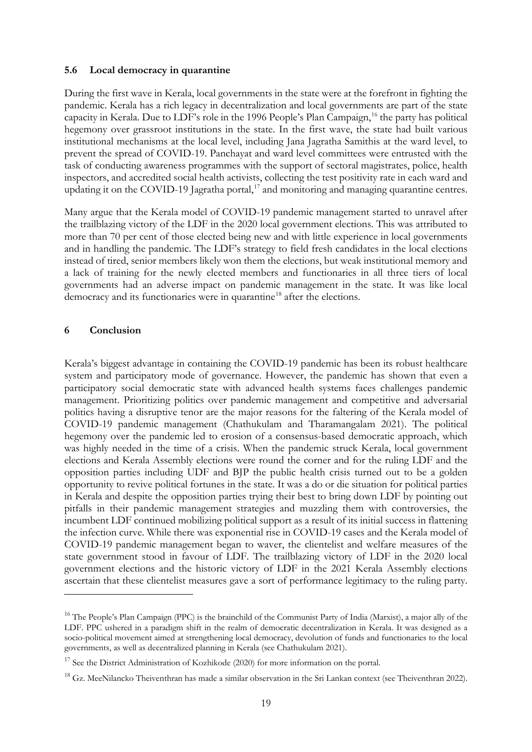### 5.6 Local democracy in quarantine

During the first wave in Kerala, local governments in the state were at the forefront in fighting the pandemic. Kerala has a rich legacy in decentralization and local governments are part of the state capacity in Kerala. Due to LDF's role in the 1996 People's Plan Campaign,[16] the party has political hegemony over grassroot institutions in the state. In the first wave, the state had built various institutional mechanisms at the local level, including Jana Jagratha Samithis at the ward level, to prevent the spread of COVID-19. Panchayat and ward level committees were entrusted with the task of conducting awareness programmes with the support of sectoral magistrates, police, health inspectors, and accredited social health activists, collecting the test positivity rate in each ward and updating it on the COVID-19 Jagratha portal,[17] and monitoring and managing quarantine centres.

Many argue that the Kerala model of COVID-19 pandemic management started to unravel after the trailblazing victory of the LDF in the 2020 local government elections. This was attributed to more than 70 per cent of those elected being new and with little experience in local governments and in handling the pandemic. The LDF's strategy to field fresh candidates in the local elections instead of tired, senior members likely won them the elections, but weak institutional memory and a lack of training for the newly elected members and functionaries in all three tiers of local governments had an adverse impact on pandemic management in the state. It was like local democracy and its functionaries were in quarantine[18] after the elections.

## 6 Conclusion

Kerala's biggest advantage in containing the COVID-19 pandemic has been its robust healthcare system and participatory mode of governance. However, the pandemic has shown that even a participatory social democratic state with advanced health systems faces challenges pandemic management. Prioritizing politics over pandemic management and competitive and adversarial politics having a disruptive tenor are the major reasons for the faltering of the Kerala model of COVID-19 pandemic management (Chathukulam and Tharamangalam 2021). The political hegemony over the pandemic led to erosion of a consensus-based democratic approach, which was highly needed in the time of a crisis. When the pandemic struck Kerala, local government elections and Kerala Assembly elections were round the corner and for the ruling LDF and the opposition parties including UDF and BJP the public health crisis turned out to be a golden opportunity to revive political fortunes in the state. It was a do or die situation for political parties in Kerala and despite the opposition parties trying their best to bring down LDF by pointing out pitfalls in their pandemic management strategies and muzzling them with controversies, the incumbent LDF continued mobilizing political support as a result of its initial success in flattening the infection curve. While there was exponential rise in COVID-19 cases and the Kerala model of COVID-19 pandemic management began to waver, the clientelist and welfare measures of the state government stood in favour of LDF. The trailblazing victory of LDF in the 2020 local government elections and the historic victory of LDF in the 2021 Kerala Assembly elections ascertain that these clientelist measures gave a sort of performance legitimacy to the ruling party.

---

[16] The People's Plan Campaign (PPC) is the brainchild of the Communist Party of India (Marxist), a major ally of the LDF. PPC ushered in a paradigm shift in the realm of democratic decentralization in Kerala. It was designed as a socio-political movement aimed at strengthening local democracy, devolution of funds and functionaries to the local governments, as well as decentralized planning in Kerala (see Chathukulam 2021).

[17] See the District Administration of Kozhikode (2020) for more information on the portal.

[18] Gz. MeeNilancko Theiventhran has made a similar observation in the Sri Lankan context (see Theiventhran 2022).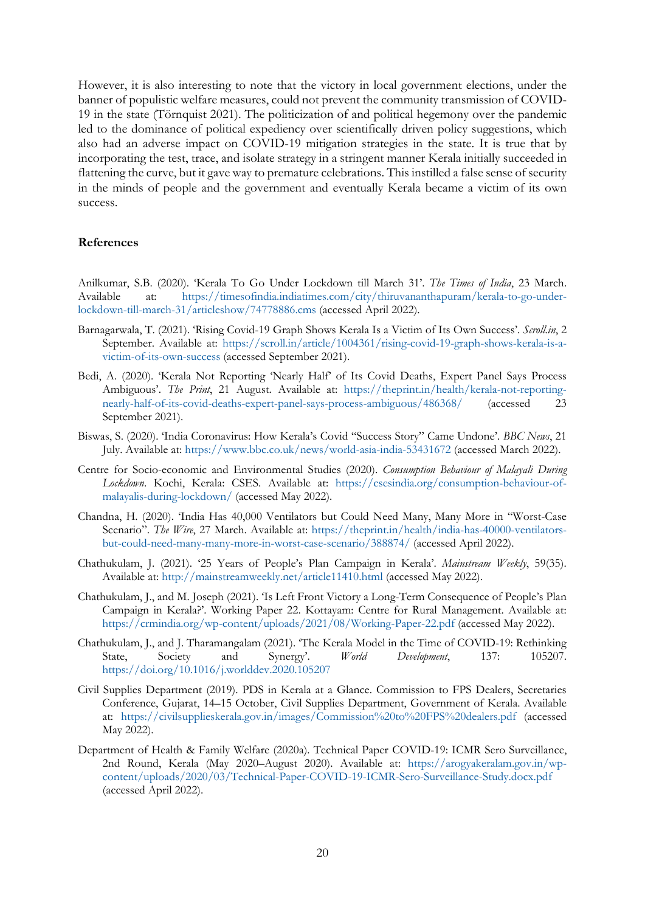However, it is also interesting to note that the victory in local government elections, under the banner of populistic welfare measures, could not prevent the community transmission of COVID-19 in the state (Törnquist 2021). The politicization of and political hegemony over the pandemic led to the dominance of political expediency over scientifically driven policy suggestions, which also had an adverse impact on COVID-19 mitigation strategies in the state. It is true that by incorporating the test, trace, and isolate strategy in a stringent manner Kerala initially succeeded in flattening the curve, but it gave way to premature celebrations. This instilled a false sense of security in the minds of people and the government and eventually Kerala became a victim of its own success.

## References

Anilkumar, S.B. (2020). 'Kerala To Go Under Lockdown till March 31'. *The Times of India*, 23 March. Available at: https://timesofindia.indiatimes.com/city/thiruvananthapuram/kerala-to-go-under-lockdown-till-march-31/articleshow/74778886.cms (accessed April 2022).

Barnagarwala, T. (2021). 'Rising Covid-19 Graph Shows Kerala Is a Victim of Its Own Success'. *Scroll.in*, 2 September. Available at: https://scroll.in/article/1004361/rising-covid-19-graph-shows-kerala-is-a-victim-of-its-own-success (accessed September 2021).

Bedi, A. (2020). 'Kerala Not Reporting 'Nearly Half' of Its Covid Deaths, Expert Panel Says Process Ambiguous'. *The Print*, 21 August. Available at: https://theprint.in/health/kerala-not-reporting-nearly-half-of-its-covid-deaths-expert-panel-says-process-ambiguous/486368/ (accessed 23 September 2021).

Biswas, S. (2020). 'India Coronavirus: How Kerala's Covid "Success Story" Came Undone'. *BBC News*, 21 July. Available at: https://www.bbc.co.uk/news/world-asia-india-53431672 (accessed March 2022).

Centre for Socio-economic and Environmental Studies (2020). *Consumption Behaviour of Malayali During Lockdown*. Kochi, Kerala: CSES. Available at: https://csesindia.org/consumption-behaviour-of-malayalis-during-lockdown/ (accessed May 2022).

Chandna, H. (2020). 'India Has 40,000 Ventilators but Could Need Many, Many More in "Worst-Case Scenario"'. *The Wire*, 27 March. Available at: https://theprint.in/health/india-has-40000-ventilators-but-could-need-many-many-more-in-worst-case-scenario/388874/ (accessed April 2022).

Chathukulam, J. (2021). '25 Years of People's Plan Campaign in Kerala'. *Mainstream Weekly*, 59(35). Available at: http://mainstreamweekly.net/article11410.html (accessed May 2022).

Chathukulam, J., and M. Joseph (2021). 'Is Left Front Victory a Long-Term Consequence of People's Plan Campaign in Kerala?'. Working Paper 22. Kottayam: Centre for Rural Management. Available at: https://crmindia.org/wp-content/uploads/2021/08/Working-Paper-22.pdf (accessed May 2022).

Chathukulam, J., and J. Tharamangalam (2021). 'The Kerala Model in the Time of COVID-19: Rethinking State, Society and Synergy'. *World Development*, 137: 105207. https://doi.org/10.1016/j.worlddev.2020.105207

Civil Supplies Department (2019). PDS in Kerala at a Glance. Commission to FPS Dealers, Secretaries Conference, Gujarat, 14–15 October, Civil Supplies Department, Government of Kerala. Available at: https://civilsupplieskerala.gov.in/images/Commission%20to%20FPS%20dealers.pdf (accessed May 2022).

Department of Health & Family Welfare (2020a). Technical Paper COVID-19: ICMR Sero Surveillance, 2nd Round, Kerala (May 2020–August 2020). Available at: https://arogyakeralam.gov.in/wp-content/uploads/2020/03/Technical-Paper-COVID-19-ICMR-Sero-Surveillance-Study.docx.pdf (accessed April 2022).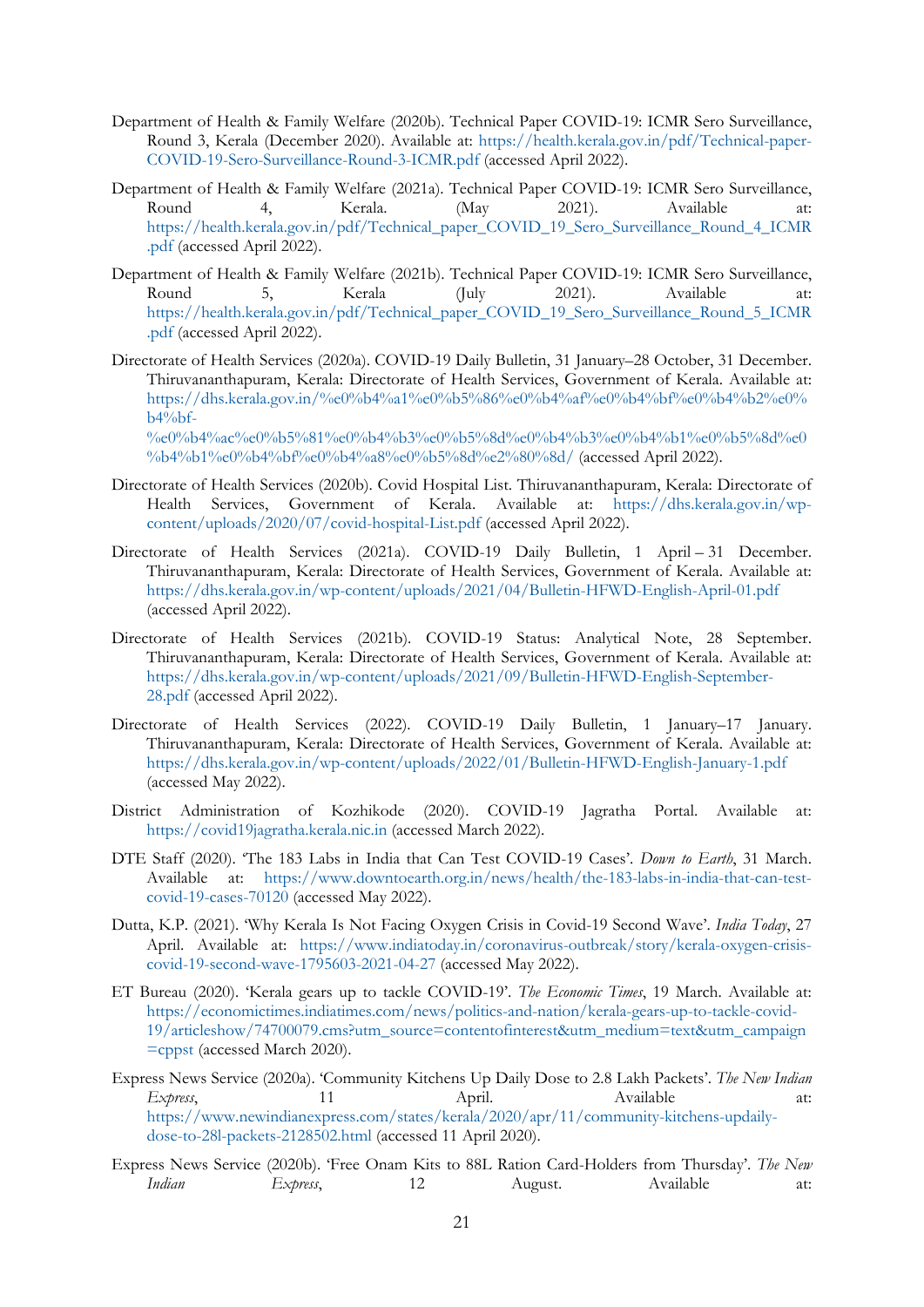Department of Health & Family Welfare (2020b). Technical Paper COVID-19: ICMR Sero Surveillance, Round 3, Kerala (December 2020). Available at: https://health.kerala.gov.in/pdf/Technical-paper-COVID-19-Sero-Surveillance-Round-3-ICMR.pdf (accessed April 2022).

Department of Health & Family Welfare (2021a). Technical Paper COVID-19: ICMR Sero Surveillance, Round 4, Kerala. (May 2021). Available at: https://health.kerala.gov.in/pdf/Technical_paper_COVID_19_Sero_Surveillance_Round_4_ICMR.pdf (accessed April 2022).

Department of Health & Family Welfare (2021b). Technical Paper COVID-19: ICMR Sero Surveillance, Round 5, Kerala (July 2021). Available at: https://health.kerala.gov.in/pdf/Technical_paper_COVID_19_Sero_Surveillance_Round_5_ICMR.pdf (accessed April 2022).

Directorate of Health Services (2020a). COVID-19 Daily Bulletin, 31 January–28 October, 31 December. Thiruvananthapuram, Kerala: Directorate of Health Services, Government of Kerala. Available at: https://dhs.kerala.gov.in/%e0%b4%a1%e0%b5%86%e0%b4%af%e0%b4%bf%e0%b4%b2%e0%b4%bf-%e0%b4%ac%e0%b5%81%e0%b4%b3%e0%b5%8d%e0%b4%b3%e0%b4%b1%e0%b5%8d%e0%b4%b1%e0%b4%bf%e0%b4%a8%e0%b5%8d%e2%80%8d/ (accessed April 2022).

Directorate of Health Services (2020b). Covid Hospital List. Thiruvananthapuram, Kerala: Directorate of Health Services, Government of Kerala. Available at: https://dhs.kerala.gov.in/wp-content/uploads/2020/07/covid-hospital-List.pdf (accessed April 2022).

Directorate of Health Services (2021a). COVID-19 Daily Bulletin, 1 April – 31 December. Thiruvananthapuram, Kerala: Directorate of Health Services, Government of Kerala. Available at: https://dhs.kerala.gov.in/wp-content/uploads/2021/04/Bulletin-HFWD-English-April-01.pdf (accessed April 2022).

Directorate of Health Services (2021b). COVID-19 Status: Analytical Note, 28 September. Thiruvananthapuram, Kerala: Directorate of Health Services, Government of Kerala. Available at: https://dhs.kerala.gov.in/wp-content/uploads/2021/09/Bulletin-HFWD-English-September-28.pdf (accessed April 2022).

Directorate of Health Services (2022). COVID-19 Daily Bulletin, 1 January–17 January. Thiruvananthapuram, Kerala: Directorate of Health Services, Government of Kerala. Available at: https://dhs.kerala.gov.in/wp-content/uploads/2022/01/Bulletin-HFWD-English-January-1.pdf (accessed May 2022).

District Administration of Kozhikode (2020). COVID-19 Jagratha Portal. Available at: https://covid19jagratha.kerala.nic.in (accessed March 2022).

DTE Staff (2020). 'The 183 Labs in India that Can Test COVID-19 Cases'. *Down to Earth*, 31 March. Available at: https://www.downtoearth.org.in/news/health/the-183-labs-in-india-that-can-test-covid-19-cases-70120 (accessed May 2022).

Dutta, K.P. (2021). 'Why Kerala Is Not Facing Oxygen Crisis in Covid-19 Second Wave'. *India Today*, 27 April. Available at: https://www.indiatoday.in/coronavirus-outbreak/story/kerala-oxygen-crisis-covid-19-second-wave-1795603-2021-04-27 (accessed May 2022).

ET Bureau (2020). 'Kerala gears up to tackle COVID-19'. *The Economic Times*, 19 March. Available at: https://economictimes.indiatimes.com/news/politics-and-nation/kerala-gears-up-to-tackle-covid-19/articleshow/74700079.cms?utm_source=contentofinterest&utm_medium=text&utm_campaign=cppst (accessed March 2020).

Express News Service (2020a). 'Community Kitchens Up Daily Dose to 2.8 Lakh Packets'. *The New Indian Express*, 11 April. Available at: https://www.newindianexpress.com/states/kerala/2020/apr/11/community-kitchens-updaily-dose-to-28l-packets-2128502.html (accessed 11 April 2020).

Express News Service (2020b). 'Free Onam Kits to 88L Ration Card-Holders from Thursday'. *The New Indian Express*, 12 August. Available at: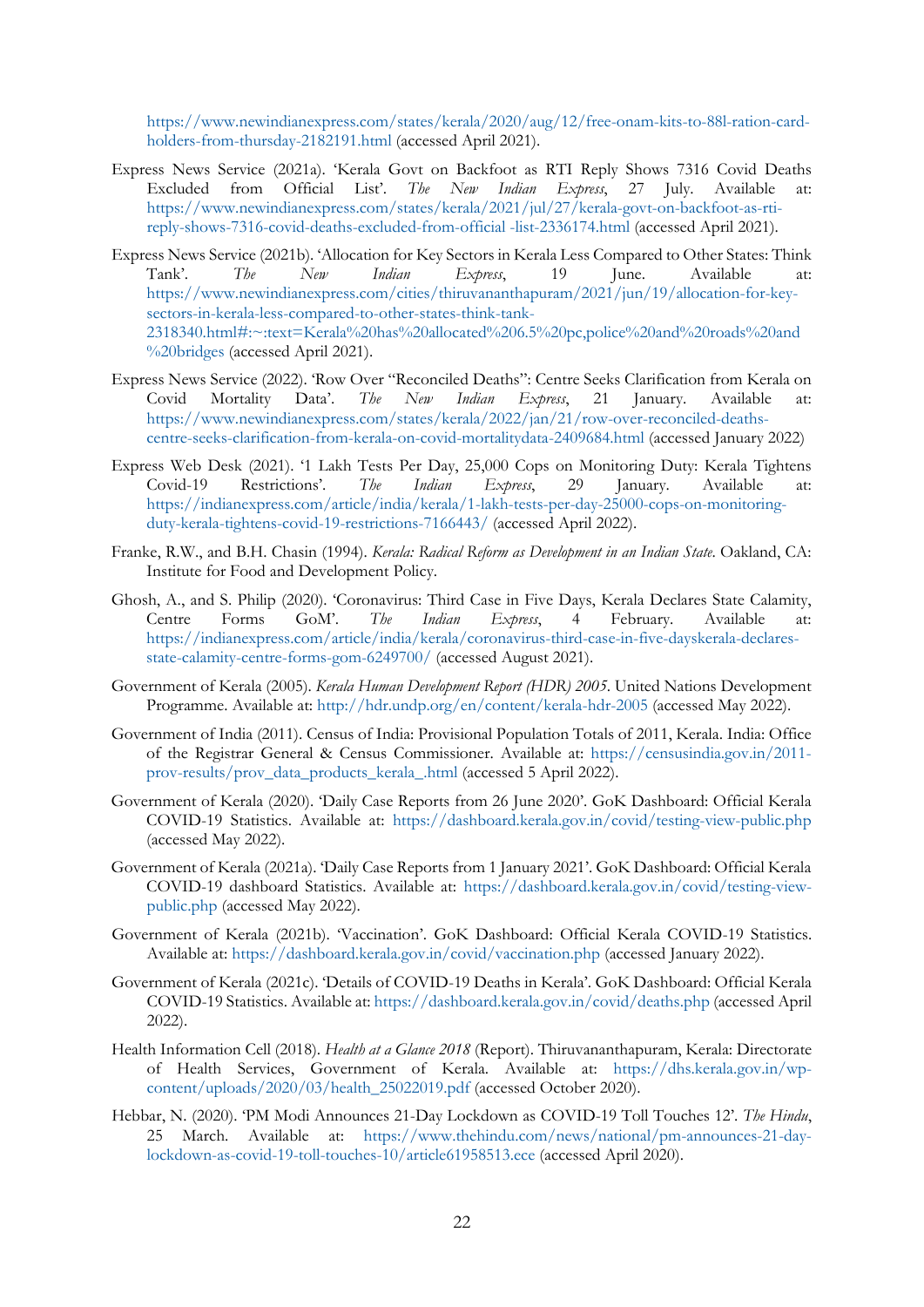https://www.newindianexpress.com/states/kerala/2020/aug/12/free-onam-kits-to-88l-ration-card-holders-from-thursday-2182191.html (accessed April 2021).

Express News Service (2021a). 'Kerala Govt on Backfoot as RTI Reply Shows 7316 Covid Deaths Excluded from Official List'. *The New Indian Express*, 27 July. Available at: https://www.newindianexpress.com/states/kerala/2021/jul/27/kerala-govt-on-backfoot-as-rti-reply-shows-7316-covid-deaths-excluded-from-official -list-2336174.html (accessed April 2021).

Express News Service (2021b). 'Allocation for Key Sectors in Kerala Less Compared to Other States: Think Tank'. *The New Indian Express*, 19 June. Available at: https://www.newindianexpress.com/cities/thiruvananthapuram/2021/jun/19/allocation-for-key-sectors-in-kerala-less-compared-to-other-states-think-tank-2318340.html#:~:text=Kerala%20has%20allocated%206.5%20pc,police%20and%20roads%20and%20bridges (accessed April 2021).

Express News Service (2022). 'Row Over "Reconciled Deaths": Centre Seeks Clarification from Kerala on Covid Mortality Data'. *The New Indian Express*, 21 January. Available at: https://www.newindianexpress.com/states/kerala/2022/jan/21/row-over-reconciled-deaths-centre-seeks-clarification-from-kerala-on-covid-mortalitydata-2409684.html (accessed January 2022)

Express Web Desk (2021). '1 Lakh Tests Per Day, 25,000 Cops on Monitoring Duty: Kerala Tightens Covid-19 Restrictions'. *The Indian Express*, 29 January. Available at: https://indianexpress.com/article/india/kerala/1-lakh-tests-per-day-25000-cops-on-monitoring-duty-kerala-tightens-covid-19-restrictions-7166443/ (accessed April 2022).

Franke, R.W., and B.H. Chasin (1994). *Kerala: Radical Reform as Development in an Indian State*. Oakland, CA: Institute for Food and Development Policy.

Ghosh, A., and S. Philip (2020). 'Coronavirus: Third Case in Five Days, Kerala Declares State Calamity, Centre Forms GoM'. *The Indian Express*, 4 February. Available at: https://indianexpress.com/article/india/kerala/coronavirus-third-case-in-five-dayskerala-declares-state-calamity-centre-forms-gom-6249700/ (accessed August 2021).

Government of Kerala (2005). *Kerala Human Development Report (HDR) 2005*. United Nations Development Programme. Available at: http://hdr.undp.org/en/content/kerala-hdr-2005 (accessed May 2022).

Government of India (2011). Census of India: Provisional Population Totals of 2011, Kerala. India: Office of the Registrar General & Census Commissioner. Available at: https://censusindia.gov.in/2011-prov-results/prov_data_products_kerala_.html (accessed 5 April 2022).

Government of Kerala (2020). 'Daily Case Reports from 26 June 2020'. GoK Dashboard: Official Kerala COVID-19 Statistics. Available at: https://dashboard.kerala.gov.in/covid/testing-view-public.php (accessed May 2022).

Government of Kerala (2021a). 'Daily Case Reports from 1 January 2021'. GoK Dashboard: Official Kerala COVID-19 dashboard Statistics. Available at: https://dashboard.kerala.gov.in/covid/testing-view-public.php (accessed May 2022).

Government of Kerala (2021b). 'Vaccination'. GoK Dashboard: Official Kerala COVID-19 Statistics. Available at: https://dashboard.kerala.gov.in/covid/vaccination.php (accessed January 2022).

Government of Kerala (2021c). 'Details of COVID-19 Deaths in Kerala'. GoK Dashboard: Official Kerala COVID-19 Statistics. Available at: https://dashboard.kerala.gov.in/covid/deaths.php (accessed April 2022).

Health Information Cell (2018). *Health at a Glance 2018* (Report). Thiruvananthapuram, Kerala: Directorate of Health Services, Government of Kerala. Available at: https://dhs.kerala.gov.in/wp-content/uploads/2020/03/health_25022019.pdf (accessed October 2020).

Hebbar, N. (2020). 'PM Modi Announces 21-Day Lockdown as COVID-19 Toll Touches 12'. *The Hindu*, 25 March. Available at: https://www.thehindu.com/news/national/pm-announces-21-day-lockdown-as-covid-19-toll-touches-10/article61958513.ece (accessed April 2020).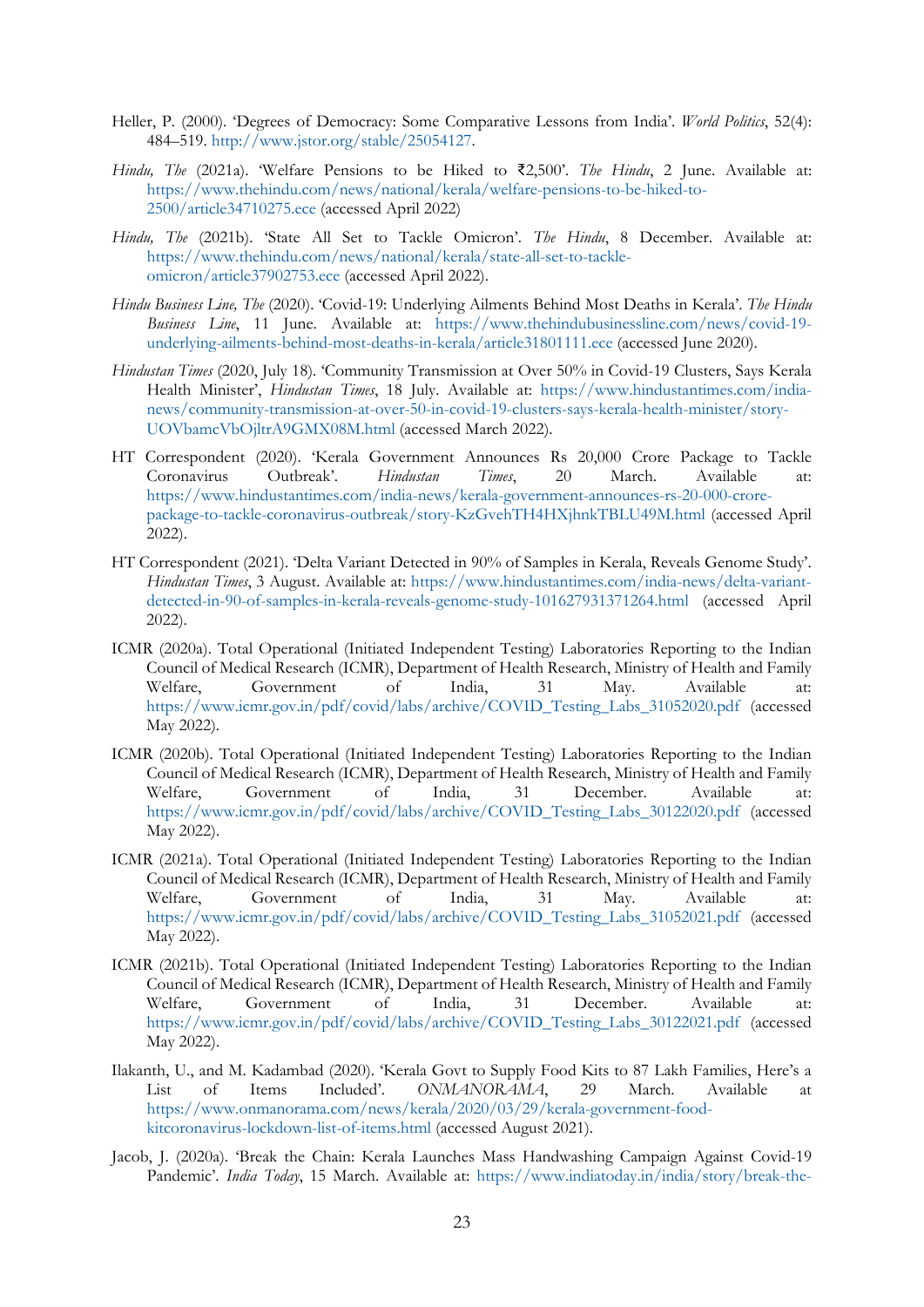Heller, P. (2000). 'Degrees of Democracy: Some Comparative Lessons from India'. *World Politics*, 52(4): 484–519. http://www.jstor.org/stable/25054127.

*Hindu, The* (2021a). 'Welfare Pensions to be Hiked to ₹2,500'. *The Hindu*, 2 June. Available at: https://www.thehindu.com/news/national/kerala/welfare-pensions-to-be-hiked-to-2500/article34710275.ece (accessed April 2022)

*Hindu, The* (2021b). 'State All Set to Tackle Omicron'. *The Hindu*, 8 December. Available at: https://www.thehindu.com/news/national/kerala/state-all-set-to-tackle-omicron/article37902753.ece (accessed April 2022).

*Hindu Business Line, The* (2020). 'Covid-19: Underlying Ailments Behind Most Deaths in Kerala'. *The Hindu Business Line*, 11 June. Available at: https://www.thehindubusinessline.com/news/covid-19-underlying-ailments-behind-most-deaths-in-kerala/article31801111.ece (accessed June 2020).

*Hindustan Times* (2020, July 18). 'Community Transmission at Over 50% in Covid-19 Clusters, Says Kerala Health Minister', *Hindustan Times*, 18 July. Available at: https://www.hindustantimes.com/india-news/community-transmission-at-over-50-in-covid-19-clusters-says-kerala-health-minister/story-UOVbamcVbOjltrA9GMX08M.html (accessed March 2022).

HT Correspondent (2020). 'Kerala Government Announces Rs 20,000 Crore Package to Tackle Coronavirus Outbreak'. *Hindustan Times*, 20 March. Available at: https://www.hindustantimes.com/india-news/kerala-government-announces-rs-20-000-crore-package-to-tackle-coronavirus-outbreak/story-KzGvehTH4HXjhnkTBLU49M.html (accessed April 2022).

HT Correspondent (2021). 'Delta Variant Detected in 90% of Samples in Kerala, Reveals Genome Study'. *Hindustan Times*, 3 August. Available at: https://www.hindustantimes.com/india-news/delta-variant-detected-in-90-of-samples-in-kerala-reveals-genome-study-101627931371264.html (accessed April 2022).

ICMR (2020a). Total Operational (Initiated Independent Testing) Laboratories Reporting to the Indian Council of Medical Research (ICMR), Department of Health Research, Ministry of Health and Family Welfare, Government of India, 31 May. Available at: https://www.icmr.gov.in/pdf/covid/labs/archive/COVID_Testing_Labs_31052020.pdf (accessed May 2022).

ICMR (2020b). Total Operational (Initiated Independent Testing) Laboratories Reporting to the Indian Council of Medical Research (ICMR), Department of Health Research, Ministry of Health and Family Welfare, Government of India, 31 December. Available at: https://www.icmr.gov.in/pdf/covid/labs/archive/COVID_Testing_Labs_30122020.pdf (accessed May 2022).

ICMR (2021a). Total Operational (Initiated Independent Testing) Laboratories Reporting to the Indian Council of Medical Research (ICMR), Department of Health Research, Ministry of Health and Family Welfare, Government of India, 31 May. Available at: https://www.icmr.gov.in/pdf/covid/labs/archive/COVID_Testing_Labs_31052021.pdf (accessed May 2022).

ICMR (2021b). Total Operational (Initiated Independent Testing) Laboratories Reporting to the Indian Council of Medical Research (ICMR), Department of Health Research, Ministry of Health and Family Welfare, Government of India, 31 December. Available at: https://www.icmr.gov.in/pdf/covid/labs/archive/COVID_Testing_Labs_30122021.pdf (accessed May 2022).

Ilakanth, U., and M. Kadambad (2020). 'Kerala Govt to Supply Food Kits to 87 Lakh Families, Here's a List of Items Included'. *ONMANORAMA*, 29 March. Available at https://www.onmanorama.com/news/kerala/2020/03/29/kerala-government-food-kitcoronavirus-lockdown-list-of-items.html (accessed August 2021).

Jacob, J. (2020a). 'Break the Chain: Kerala Launches Mass Handwashing Campaign Against Covid-19 Pandemic'. *India Today*, 15 March. Available at: https://www.indiatoday.in/india/story/break-the-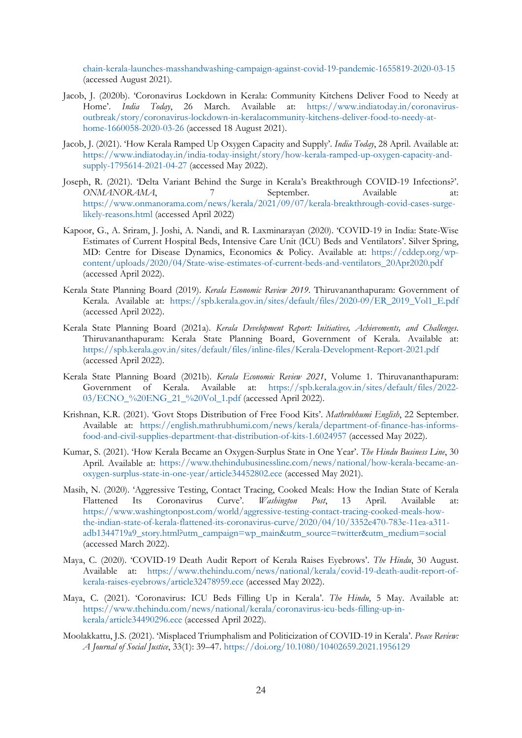chain-kerala-launches-masshandwashing-campaign-against-covid-19-pandemic-1655819-2020-03-15 (accessed August 2021).

Jacob, J. (2020b). 'Coronavirus Lockdown in Kerala: Community Kitchens Deliver Food to Needy at Home'. *India Today*, 26 March. Available at: https://www.indiatoday.in/coronavirus-outbreak/story/coronavirus-lockdown-in-keralacommunity-kitchens-deliver-food-to-needy-at-home-1660058-2020-03-26 (accessed 18 August 2021).

Jacob, J. (2021). 'How Kerala Ramped Up Oxygen Capacity and Supply'. *India Today*, 28 April. Available at: https://www.indiatoday.in/india-today-insight/story/how-kerala-ramped-up-oxygen-capacity-and-supply-1795614-2021-04-27 (accessed May 2022).

Joseph, R. (2021). 'Delta Variant Behind the Surge in Kerala's Breakthrough COVID-19 Infections?'. *ONMANORAMA*, 7 September. Available at: https://www.onmanorama.com/news/kerala/2021/09/07/kerala-breakthrough-covid-cases-surge-likely-reasons.html (accessed April 2022)

Kapoor, G., A. Sriram, J. Joshi, A. Nandi, and R. Laxminarayan (2020). 'COVID-19 in India: State-Wise Estimates of Current Hospital Beds, Intensive Care Unit (ICU) Beds and Ventilators'. Silver Spring, MD: Centre for Disease Dynamics, Economics & Policy. Available at: https://cddep.org/wp-content/uploads/2020/04/State-wise-estimates-of-current-beds-and-ventilators_20Apr2020.pdf (accessed April 2022).

Kerala State Planning Board (2019). *Kerala Economic Review 2019*. Thiruvananthapuram: Government of Kerala. Available at: https://spb.kerala.gov.in/sites/default/files/2020-09/ER_2019_Vol1_E.pdf (accessed April 2022).

Kerala State Planning Board (2021a). *Kerala Development Report: Initiatives, Achievements, and Challenges*. Thiruvananthapuram: Kerala State Planning Board, Government of Kerala. Available at: https://spb.kerala.gov.in/sites/default/files/inline-files/Kerala-Development-Report-2021.pdf (accessed April 2022).

Kerala State Planning Board (2021b). *Kerala Economic Review 2021*, Volume 1. Thiruvananthapuram: Government of Kerala. Available at: https://spb.kerala.gov.in/sites/default/files/2022-03/ECNO_%20ENG_21_%20Vol_1.pdf (accessed April 2022).

Krishnan, K.R. (2021). 'Govt Stops Distribution of Free Food Kits'. *Mathrubhumi English*, 22 September. Available at: https://english.mathrubhumi.com/news/kerala/department-of-finance-has-informs-food-and-civil-supplies-department-that-distribution-of-kits-1.6024957 (accessed May 2022).

Kumar, S. (2021). 'How Kerala Became an Oxygen-Surplus State in One Year'. *The Hindu Business Line*, 30 April. Available at: https://www.thehindubusinessline.com/news/national/how-kerala-became-an-oxygen-surplus-state-in-one-year/article34452802.ece (accessed May 2021).

Masih, N. (2020). 'Aggressive Testing, Contact Tracing, Cooked Meals: How the Indian State of Kerala Flattened Its Coronavirus Curve'. *Washington Post*, 13 April. Available at: https://www.washingtonpost.com/world/aggressive-testing-contact-tracing-cooked-meals-how-the-indian-state-of-kerala-flattened-its-coronavirus-curve/2020/04/10/3352e470-783e-11ea-a311-adb1344719a9_story.html?utm_campaign=wp_main&utm_source=twitter&utm_medium=social (accessed March 2022).

Maya, C. (2020). 'COVID-19 Death Audit Report of Kerala Raises Eyebrows'. *The Hindu*, 30 August. Available at: https://www.thehindu.com/news/national/kerala/covid-19-death-audit-report-of-kerala-raises-eyebrows/article32478959.ece (accessed May 2022).

Maya, C. (2021). 'Coronavirus: ICU Beds Filling Up in Kerala'. *The Hindu*, 5 May. Available at: https://www.thehindu.com/news/national/kerala/coronavirus-icu-beds-filling-up-in-kerala/article34490296.ece (accessed April 2022).

Moolakkattu, J.S. (2021). 'Misplaced Triumphalism and Politicization of COVID-19 in Kerala'. *Peace Review: A Journal of Social Justice*, 33(1): 39–47. https://doi.org/10.1080/10402659.2021.1956129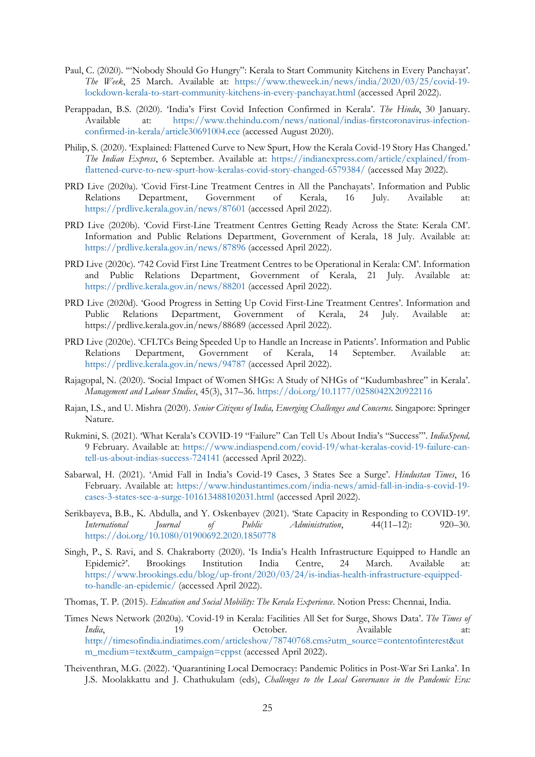Paul, C. (2020). '"Nobody Should Go Hungry": Kerala to Start Community Kitchens in Every Panchayat'. *The Week*, 25 March. Available at: https://www.theweek.in/news/india/2020/03/25/covid-19-lockdown-kerala-to-start-community-kitchens-in-every-panchayat.html (accessed April 2022).

Perappadan, B.S. (2020). 'India's First Covid Infection Confirmed in Kerala'. *The Hindu*, 30 January. Available at: https://www.thehindu.com/news/national/indias-firstcoronavirus-infection-confirmed-in-kerala/article30691004.ece (accessed August 2020).

Philip, S. (2020). 'Explained: Flattened Curve to New Spurt, How the Kerala Covid-19 Story Has Changed.' *The Indian Express*, 6 September. Available at: https://indianexpress.com/article/explained/from-flattened-curve-to-new-spurt-how-keralas-covid-story-changed-6579384/ (accessed May 2022).

PRD Live (2020a). 'Covid First-Line Treatment Centres in All the Panchayats'. Information and Public Relations Department, Government of Kerala, 16 July. Available at: https://prdlive.kerala.gov.in/news/87601 (accessed April 2022).

PRD Live (2020b). 'Covid First-Line Treatment Centres Getting Ready Across the State: Kerala CM'. Information and Public Relations Department, Government of Kerala, 18 July. Available at: https://prdlive.kerala.gov.in/news/87896 (accessed April 2022).

PRD Live (2020c). '742 Covid First Line Treatment Centres to be Operational in Kerala: CM'. Information and Public Relations Department, Government of Kerala, 21 July. Available at: https://prdlive.kerala.gov.in/news/88201 (accessed April 2022).

PRD Live (2020d). 'Good Progress in Setting Up Covid First-Line Treatment Centres'. Information and Public Relations Department, Government of Kerala, 24 July. Available at: https://prdlive.kerala.gov.in/news/88689 (accessed April 2022).

PRD Live (2020e). 'CFLTCs Being Speeded Up to Handle an Increase in Patients'. Information and Public Relations Department, Government of Kerala, 14 September. Available at: https://prdlive.kerala.gov.in/news/94787 (accessed April 2022).

Rajagopal, N. (2020). 'Social Impact of Women SHGs: A Study of NHGs of "Kudumbashree" in Kerala'. *Management and Labour Studies*, 45(3), 317–36. https://doi.org/10.1177/0258042X20922116

Rajan, I.S., and U. Mishra (2020). *Senior Citizens of India, Emerging Challenges and Concerns*. Singapore: Springer Nature.

Rukmini, S. (2021). 'What Kerala's COVID-19 "Failure" Can Tell Us About India's "Success"'. *IndiaSpend,* 9 February. Available at: https://www.indiaspend.com/covid-19/what-keralas-covid-19-failure-can-tell-us-about-indias-success-724141 (accessed April 2022).

Sabarwal, H. (2021). 'Amid Fall in India's Covid-19 Cases, 3 States See a Surge'. *Hindustan Times*, 16 February. Available at: https://www.hindustantimes.com/india-news/amid-fall-in-india-s-covid-19-cases-3-states-see-a-surge-101613488102031.html (accessed April 2022).

Serikbayeva, B.B., K. Abdulla, and Y. Oskenbayev (2021). 'State Capacity in Responding to COVID-19'. *International Journal of Public Administration*, 44(11–12): 920–30. https://doi.org/10.1080/01900692.2020.1850778

Singh, P., S. Ravi, and S. Chakraborty (2020). 'Is India's Health Infrastructure Equipped to Handle an Epidemic?'. Brookings Institution India Centre, 24 March. Available at: https://www.brookings.edu/blog/up-front/2020/03/24/is-indias-health-infrastructure-equipped-to-handle-an-epidemic/ (accessed April 2022).

Thomas, T. P. (2015). *Education and Social Mobility: The Kerala Experience*. Notion Press: Chennai, India.

Times News Network (2020a). 'Covid-19 in Kerala: Facilities All Set for Surge, Shows Data'. *The Times of India*, 19 October. Available at: http://timesofindia.indiatimes.com/articleshow/78740768.cms?utm_source=contentofinterest&utm_medium=text&utm_campaign=cppst (accessed April 2022).

Theiventhran, M.G. (2022). 'Quarantining Local Democracy: Pandemic Politics in Post-War Sri Lanka'. In J.S. Moolakkattu and J. Chathukulam (eds), *Challenges to the Local Governance in the Pandemic Era:*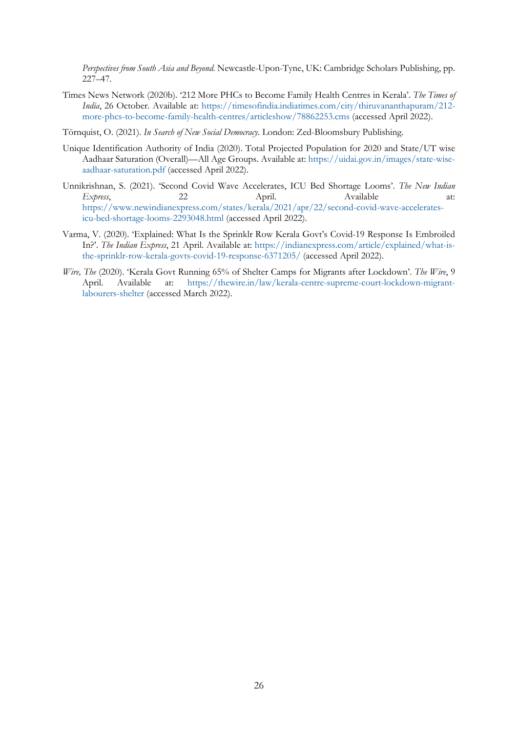*Perspectives from South Asia and Beyond*. Newcastle-Upon-Tyne, UK: Cambridge Scholars Publishing, pp. 227–47.

Times News Network (2020b). '212 More PHCs to Become Family Health Centres in Kerala'. *The Times of India*, 26 October. Available at: https://timesofindia.indiatimes.com/city/thiruvananthapuram/212-more-phcs-to-become-family-health-centres/articleshow/78862253.cms (accessed April 2022).

Törnquist, O. (2021). *In Search of New Social Democracy*. London: Zed-Bloomsbury Publishing.

Unique Identification Authority of India (2020). Total Projected Population for 2020 and State/UT wise Aadhaar Saturation (Overall)—All Age Groups. Available at: https://uidai.gov.in/images/state-wise-aadhaar-saturation.pdf (accessed April 2022).

Unnikrishnan, S. (2021). 'Second Covid Wave Accelerates, ICU Bed Shortage Looms'. *The New Indian Express*, 22 April. Available at: https://www.newindianexpress.com/states/kerala/2021/apr/22/second-covid-wave-accelerates-icu-bed-shortage-looms-2293048.html (accessed April 2022).

Varma, V. (2020). 'Explained: What Is the Sprinklr Row Kerala Govt's Covid-19 Response Is Embroiled In?'. *The Indian Express*, 21 April. Available at: https://indianexpress.com/article/explained/what-is-the-sprinklr-row-kerala-govts-covid-19-response-6371205/ (accessed April 2022).

*Wire, The* (2020). 'Kerala Govt Running 65% of Shelter Camps for Migrants after Lockdown'. *The Wire*, 9 April. Available at: https://thewire.in/law/kerala-centre-supreme-court-lockdown-migrant-labourers-shelter (accessed March 2022).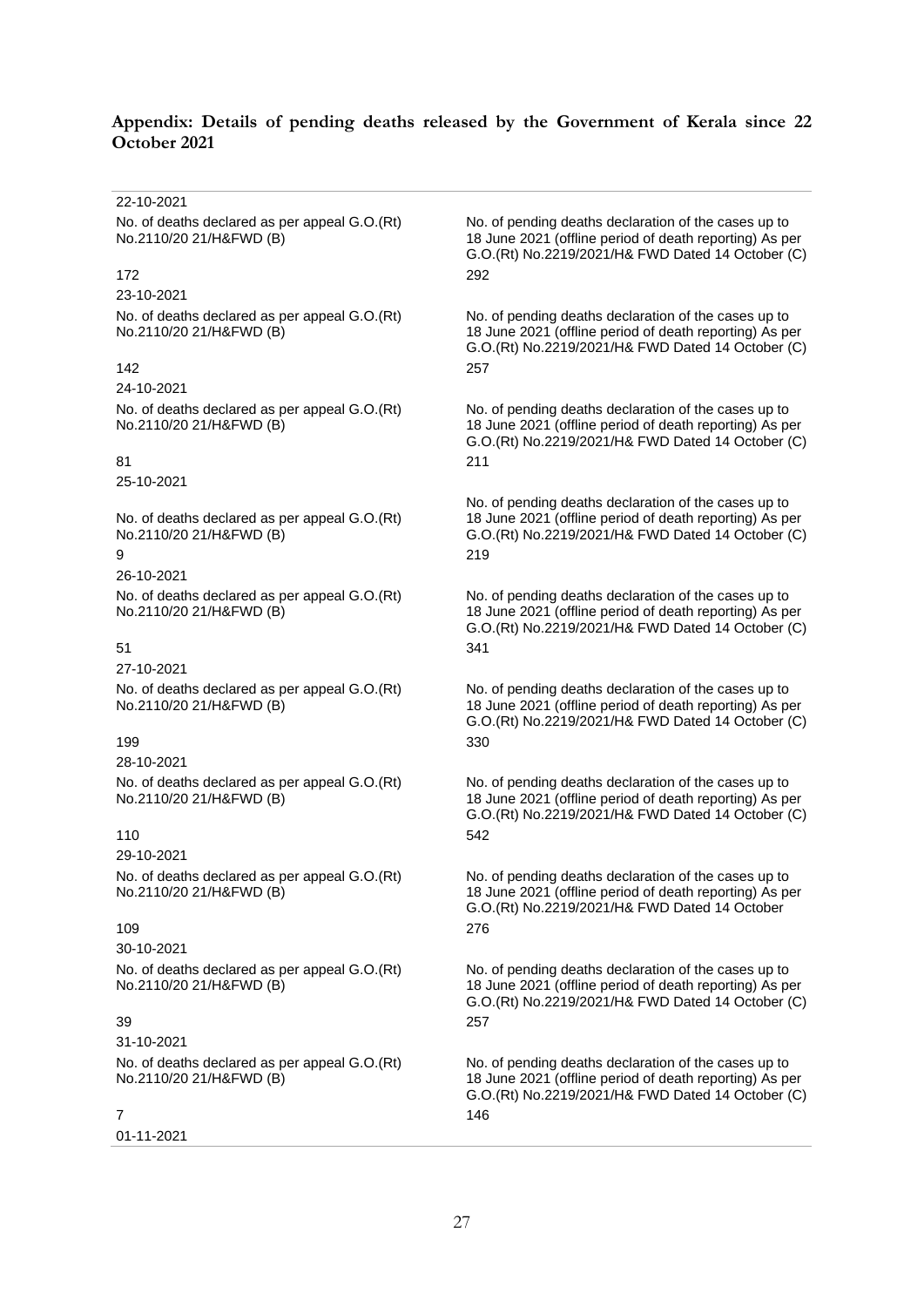**Appendix: Details of pending deaths released by the Government of Kerala since 22 October 2021**

| Date | No. of deaths declared as per appeal G.O.(Rt) No.2110/20 21/H&FWD (B) | No. of pending deaths declaration of the cases up to 18 June 2021 (offline period of death reporting) As per G.O.(Rt) No.2219/2021/H& FWD Dated 14 October (C) |
|---|---|---|
| 22-10-2021 | 172 | 292 |
| 23-10-2021 | 142 | 257 |
| 24-10-2021 | 81 | 211 |
| 25-10-2021 | 9 | 219 |
| 26-10-2021 | 51 | 341 |
| 27-10-2021 | 199 | 330 |
| 28-10-2021 | 110 | 542 |
| 29-10-2021 | 109 | 276 |
| 30-10-2021 | 39 | 257 |
| 31-10-2021 | 7 | 146 |
| 01-11-2021 | | |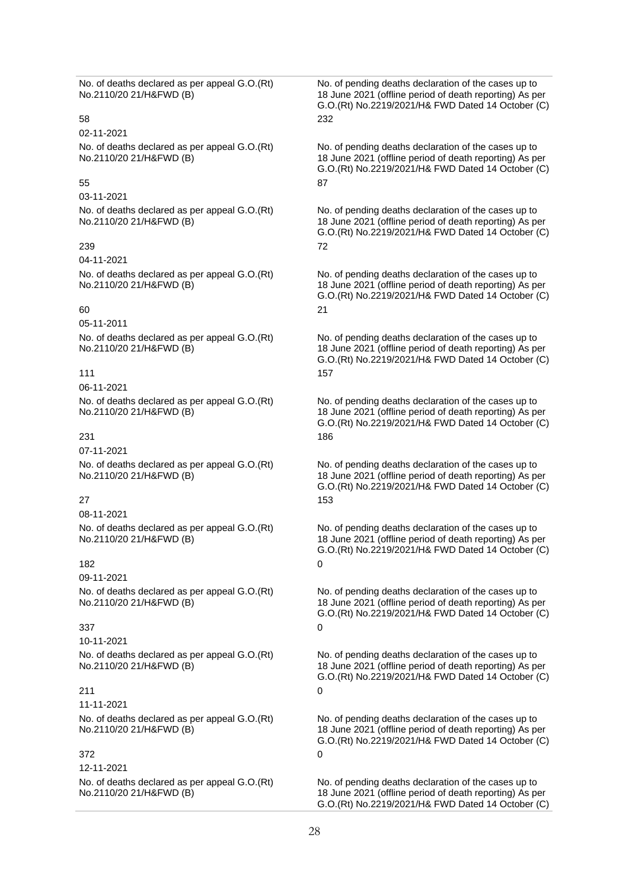No. of deaths declared as per appeal G.O.(Rt) No.2110/20 21/H&FWD (B)

No. of pending deaths declaration of the cases up to 18 June 2021 (offline period of death reporting) As per G.O.(Rt) No.2219/2021/H& FWD Dated 14 October (C)

58 232

02-11-2021

No. of deaths declared as per appeal G.O.(Rt) No.2110/20 21/H&FWD (B)

No. of pending deaths declaration of the cases up to 18 June 2021 (offline period of death reporting) As per G.O.(Rt) No.2219/2021/H& FWD Dated 14 October (C)

55 87

03-11-2021

No. of deaths declared as per appeal G.O.(Rt) No.2110/20 21/H&FWD (B)

No. of pending deaths declaration of the cases up to 18 June 2021 (offline period of death reporting) As per G.O.(Rt) No.2219/2021/H& FWD Dated 14 October (C)

239 72

04-11-2021

No. of deaths declared as per appeal G.O.(Rt) No.2110/20 21/H&FWD (B)

No. of pending deaths declaration of the cases up to 18 June 2021 (offline period of death reporting) As per G.O.(Rt) No.2219/2021/H& FWD Dated 14 October (C)

60 21

05-11-2011

No. of deaths declared as per appeal G.O.(Rt) No.2110/20 21/H&FWD (B)

No. of pending deaths declaration of the cases up to 18 June 2021 (offline period of death reporting) As per G.O.(Rt) No.2219/2021/H& FWD Dated 14 October (C)

111 157

06-11-2021

No. of deaths declared as per appeal G.O.(Rt) No.2110/20 21/H&FWD (B)

No. of pending deaths declaration of the cases up to 18 June 2021 (offline period of death reporting) As per G.O.(Rt) No.2219/2021/H& FWD Dated 14 October (C)

231 186

07-11-2021

No. of deaths declared as per appeal G.O.(Rt) No.2110/20 21/H&FWD (B)

No. of pending deaths declaration of the cases up to 18 June 2021 (offline period of death reporting) As per G.O.(Rt) No.2219/2021/H& FWD Dated 14 October (C)

27 153

08-11-2021

No. of deaths declared as per appeal G.O.(Rt) No.2110/20 21/H&FWD (B)

No. of pending deaths declaration of the cases up to 18 June 2021 (offline period of death reporting) As per G.O.(Rt) No.2219/2021/H& FWD Dated 14 October (C)

182 0

09-11-2021

No. of deaths declared as per appeal G.O.(Rt) No.2110/20 21/H&FWD (B)

No. of pending deaths declaration of the cases up to 18 June 2021 (offline period of death reporting) As per G.O.(Rt) No.2219/2021/H& FWD Dated 14 October (C)

337 0

10-11-2021

No. of deaths declared as per appeal G.O.(Rt) No.2110/20 21/H&FWD (B)

No. of pending deaths declaration of the cases up to 18 June 2021 (offline period of death reporting) As per G.O.(Rt) No.2219/2021/H& FWD Dated 14 October (C)

211 0

11-11-2021

No. of deaths declared as per appeal G.O.(Rt) No.2110/20 21/H&FWD (B)

No. of pending deaths declaration of the cases up to 18 June 2021 (offline period of death reporting) As per G.O.(Rt) No.2219/2021/H& FWD Dated 14 October (C)

372 0

12-11-2021

No. of deaths declared as per appeal G.O.(Rt) No.2110/20 21/H&FWD (B)

No. of pending deaths declaration of the cases up to 18 June 2021 (offline period of death reporting) As per G.O.(Rt) No.2219/2021/H& FWD Dated 14 October (C)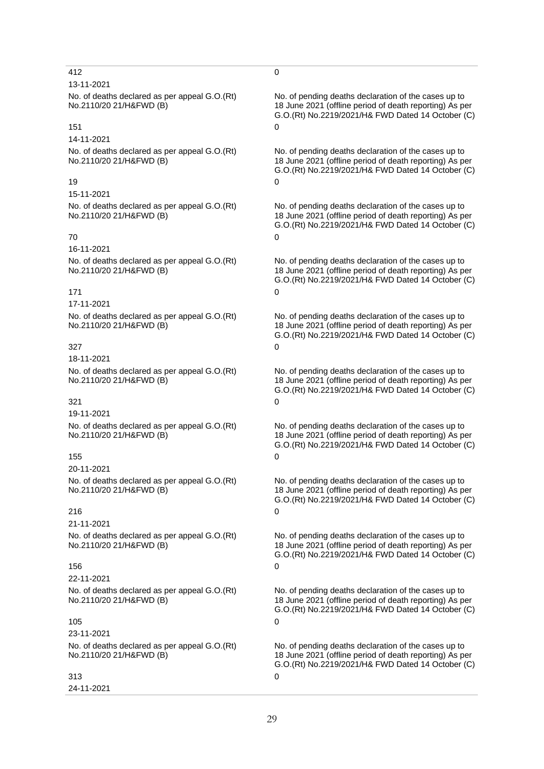| | |
|---|---|
| 412 | 0 |
| 13-11-2021 | |
| No. of deaths declared as per appeal G.O.(Rt) No.2110/20 21/H&FWD (B) | No. of pending deaths declaration of the cases up to 18 June 2021 (offline period of death reporting) As per G.O.(Rt) No.2219/2021/H& FWD Dated 14 October (C) |
| 151 | 0 |
| 14-11-2021 | |
| No. of deaths declared as per appeal G.O.(Rt) No.2110/20 21/H&FWD (B) | No. of pending deaths declaration of the cases up to 18 June 2021 (offline period of death reporting) As per G.O.(Rt) No.2219/2021/H& FWD Dated 14 October (C) |
| 19 | 0 |
| 15-11-2021 | |
| No. of deaths declared as per appeal G.O.(Rt) No.2110/20 21/H&FWD (B) | No. of pending deaths declaration of the cases up to 18 June 2021 (offline period of death reporting) As per G.O.(Rt) No.2219/2021/H& FWD Dated 14 October (C) |
| 70 | 0 |
| 16-11-2021 | |
| No. of deaths declared as per appeal G.O.(Rt) No.2110/20 21/H&FWD (B) | No. of pending deaths declaration of the cases up to 18 June 2021 (offline period of death reporting) As per G.O.(Rt) No.2219/2021/H& FWD Dated 14 October (C) |
| 171 | 0 |
| 17-11-2021 | |
| No. of deaths declared as per appeal G.O.(Rt) No.2110/20 21/H&FWD (B) | No. of pending deaths declaration of the cases up to 18 June 2021 (offline period of death reporting) As per G.O.(Rt) No.2219/2021/H& FWD Dated 14 October (C) |
| 327 | 0 |
| 18-11-2021 | |
| No. of deaths declared as per appeal G.O.(Rt) No.2110/20 21/H&FWD (B) | No. of pending deaths declaration of the cases up to 18 June 2021 (offline period of death reporting) As per G.O.(Rt) No.2219/2021/H& FWD Dated 14 October (C) |
| 321 | 0 |
| 19-11-2021 | |
| No. of deaths declared as per appeal G.O.(Rt) No.2110/20 21/H&FWD (B) | No. of pending deaths declaration of the cases up to 18 June 2021 (offline period of death reporting) As per G.O.(Rt) No.2219/2021/H& FWD Dated 14 October (C) |
| 155 | 0 |
| 20-11-2021 | |
| No. of deaths declared as per appeal G.O.(Rt) No.2110/20 21/H&FWD (B) | No. of pending deaths declaration of the cases up to 18 June 2021 (offline period of death reporting) As per G.O.(Rt) No.2219/2021/H& FWD Dated 14 October (C) |
| 216 | 0 |
| 21-11-2021 | |
| No. of deaths declared as per appeal G.O.(Rt) No.2110/20 21/H&FWD (B) | No. of pending deaths declaration of the cases up to 18 June 2021 (offline period of death reporting) As per G.O.(Rt) No.2219/2021/H& FWD Dated 14 October (C) |
| 156 | 0 |
| 22-11-2021 | |
| No. of deaths declared as per appeal G.O.(Rt) No.2110/20 21/H&FWD (B) | No. of pending deaths declaration of the cases up to 18 June 2021 (offline period of death reporting) As per G.O.(Rt) No.2219/2021/H& FWD Dated 14 October (C) |
| 105 | 0 |
| 23-11-2021 | |
| No. of deaths declared as per appeal G.O.(Rt) No.2110/20 21/H&FWD (B) | No. of pending deaths declaration of the cases up to 18 June 2021 (offline period of death reporting) As per G.O.(Rt) No.2219/2021/H& FWD Dated 14 October (C) |
| 313 | 0 |
| 24-11-2021 | |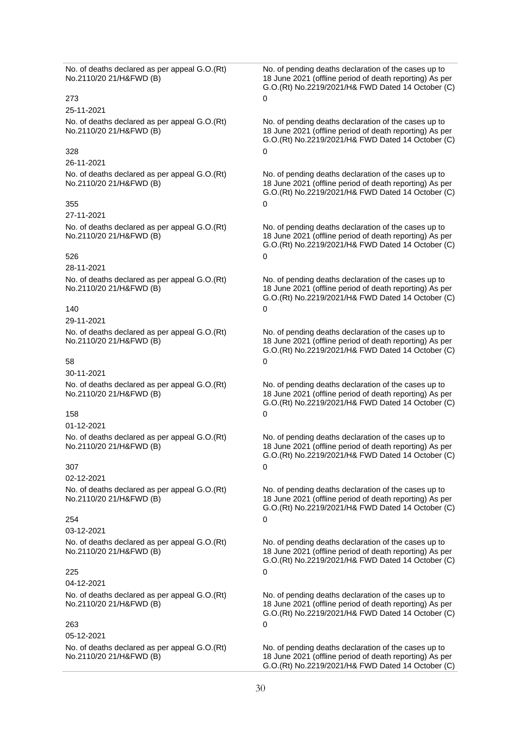| No. of deaths declared as per appeal G.O.(Rt) No.2110/20 21/H&FWD (B) | No. of pending deaths declaration of the cases up to 18 June 2021 (offline period of death reporting) As per G.O.(Rt) No.2219/2021/H& FWD Dated 14 October (C) |
|---|---|
| 273 | 0 |

25-11-2021

| No. of deaths declared as per appeal G.O.(Rt) No.2110/20 21/H&FWD (B) | No. of pending deaths declaration of the cases up to 18 June 2021 (offline period of death reporting) As per G.O.(Rt) No.2219/2021/H& FWD Dated 14 October (C) |
|---|---|
| 328 | 0 |

26-11-2021

| No. of deaths declared as per appeal G.O.(Rt) No.2110/20 21/H&FWD (B) | No. of pending deaths declaration of the cases up to 18 June 2021 (offline period of death reporting) As per G.O.(Rt) No.2219/2021/H& FWD Dated 14 October (C) |
|---|---|
| 355 | 0 |

27-11-2021

| No. of deaths declared as per appeal G.O.(Rt) No.2110/20 21/H&FWD (B) | No. of pending deaths declaration of the cases up to 18 June 2021 (offline period of death reporting) As per G.O.(Rt) No.2219/2021/H& FWD Dated 14 October (C) |
|---|---|
| 526 | 0 |

28-11-2021

| No. of deaths declared as per appeal G.O.(Rt) No.2110/20 21/H&FWD (B) | No. of pending deaths declaration of the cases up to 18 June 2021 (offline period of death reporting) As per G.O.(Rt) No.2219/2021/H& FWD Dated 14 October (C) |
|---|---|
| 140 | 0 |

29-11-2021

| No. of deaths declared as per appeal G.O.(Rt) No.2110/20 21/H&FWD (B) | No. of pending deaths declaration of the cases up to 18 June 2021 (offline period of death reporting) As per G.O.(Rt) No.2219/2021/H& FWD Dated 14 October (C) |
|---|---|
| 58 | 0 |

30-11-2021

| No. of deaths declared as per appeal G.O.(Rt) No.2110/20 21/H&FWD (B) | No. of pending deaths declaration of the cases up to 18 June 2021 (offline period of death reporting) As per G.O.(Rt) No.2219/2021/H& FWD Dated 14 October (C) |
|---|---|
| 158 | 0 |

01-12-2021

| No. of deaths declared as per appeal G.O.(Rt) No.2110/20 21/H&FWD (B) | No. of pending deaths declaration of the cases up to 18 June 2021 (offline period of death reporting) As per G.O.(Rt) No.2219/2021/H& FWD Dated 14 October (C) |
|---|---|
| 307 | 0 |

02-12-2021

| No. of deaths declared as per appeal G.O.(Rt) No.2110/20 21/H&FWD (B) | No. of pending deaths declaration of the cases up to 18 June 2021 (offline period of death reporting) As per G.O.(Rt) No.2219/2021/H& FWD Dated 14 October (C) |
|---|---|
| 254 | 0 |

03-12-2021

| No. of deaths declared as per appeal G.O.(Rt) No.2110/20 21/H&FWD (B) | No. of pending deaths declaration of the cases up to 18 June 2021 (offline period of death reporting) As per G.O.(Rt) No.2219/2021/H& FWD Dated 14 October (C) |
|---|---|
| 225 | 0 |

04-12-2021

| No. of deaths declared as per appeal G.O.(Rt) No.2110/20 21/H&FWD (B) | No. of pending deaths declaration of the cases up to 18 June 2021 (offline period of death reporting) As per G.O.(Rt) No.2219/2021/H& FWD Dated 14 October (C) |
|---|---|
| 263 | 0 |

05-12-2021

| No. of deaths declared as per appeal G.O.(Rt) No.2110/20 21/H&FWD (B) | No. of pending deaths declaration of the cases up to 18 June 2021 (offline period of death reporting) As per G.O.(Rt) No.2219/2021/H& FWD Dated 14 October (C) |
|---|---|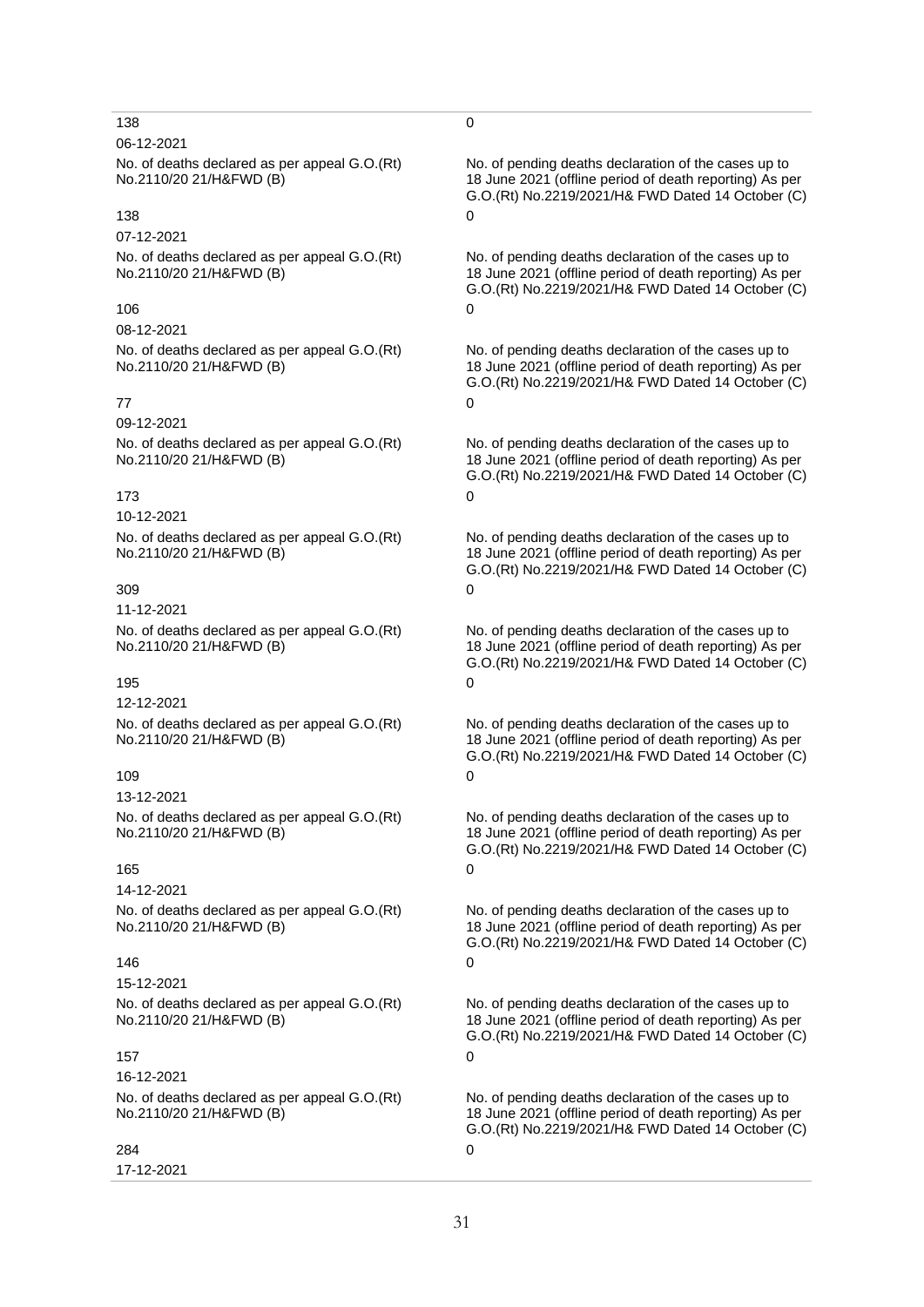| | |
|---|---|
| 138 | 0 |
| 06-12-2021 | |
| No. of deaths declared as per appeal G.O.(Rt) No.2110/20 21/H&FWD (B) | No. of pending deaths declaration of the cases up to 18 June 2021 (offline period of death reporting) As per G.O.(Rt) No.2219/2021/H& FWD Dated 14 October (C) |
| 138 | 0 |
| 07-12-2021 | |
| No. of deaths declared as per appeal G.O.(Rt) No.2110/20 21/H&FWD (B) | No. of pending deaths declaration of the cases up to 18 June 2021 (offline period of death reporting) As per G.O.(Rt) No.2219/2021/H& FWD Dated 14 October (C) |
| 106 | 0 |
| 08-12-2021 | |
| No. of deaths declared as per appeal G.O.(Rt) No.2110/20 21/H&FWD (B) | No. of pending deaths declaration of the cases up to 18 June 2021 (offline period of death reporting) As per G.O.(Rt) No.2219/2021/H& FWD Dated 14 October (C) |
| 77 | 0 |
| 09-12-2021 | |
| No. of deaths declared as per appeal G.O.(Rt) No.2110/20 21/H&FWD (B) | No. of pending deaths declaration of the cases up to 18 June 2021 (offline period of death reporting) As per G.O.(Rt) No.2219/2021/H& FWD Dated 14 October (C) |
| 173 | 0 |
| 10-12-2021 | |
| No. of deaths declared as per appeal G.O.(Rt) No.2110/20 21/H&FWD (B) | No. of pending deaths declaration of the cases up to 18 June 2021 (offline period of death reporting) As per G.O.(Rt) No.2219/2021/H& FWD Dated 14 October (C) |
| 309 | 0 |
| 11-12-2021 | |
| No. of deaths declared as per appeal G.O.(Rt) No.2110/20 21/H&FWD (B) | No. of pending deaths declaration of the cases up to 18 June 2021 (offline period of death reporting) As per G.O.(Rt) No.2219/2021/H& FWD Dated 14 October (C) |
| 195 | 0 |
| 12-12-2021 | |
| No. of deaths declared as per appeal G.O.(Rt) No.2110/20 21/H&FWD (B) | No. of pending deaths declaration of the cases up to 18 June 2021 (offline period of death reporting) As per G.O.(Rt) No.2219/2021/H& FWD Dated 14 October (C) |
| 109 | 0 |
| 13-12-2021 | |
| No. of deaths declared as per appeal G.O.(Rt) No.2110/20 21/H&FWD (B) | No. of pending deaths declaration of the cases up to 18 June 2021 (offline period of death reporting) As per G.O.(Rt) No.2219/2021/H& FWD Dated 14 October (C) |
| 165 | 0 |
| 14-12-2021 | |
| No. of deaths declared as per appeal G.O.(Rt) No.2110/20 21/H&FWD (B) | No. of pending deaths declaration of the cases up to 18 June 2021 (offline period of death reporting) As per G.O.(Rt) No.2219/2021/H& FWD Dated 14 October (C) |
| 146 | 0 |
| 15-12-2021 | |
| No. of deaths declared as per appeal G.O.(Rt) No.2110/20 21/H&FWD (B) | No. of pending deaths declaration of the cases up to 18 June 2021 (offline period of death reporting) As per G.O.(Rt) No.2219/2021/H& FWD Dated 14 October (C) |
| 157 | 0 |
| 16-12-2021 | |
| No. of deaths declared as per appeal G.O.(Rt) No.2110/20 21/H&FWD (B) | No. of pending deaths declaration of the cases up to 18 June 2021 (offline period of death reporting) As per G.O.(Rt) No.2219/2021/H& FWD Dated 14 October (C) |
| 284 | 0 |
| 17-12-2021 | |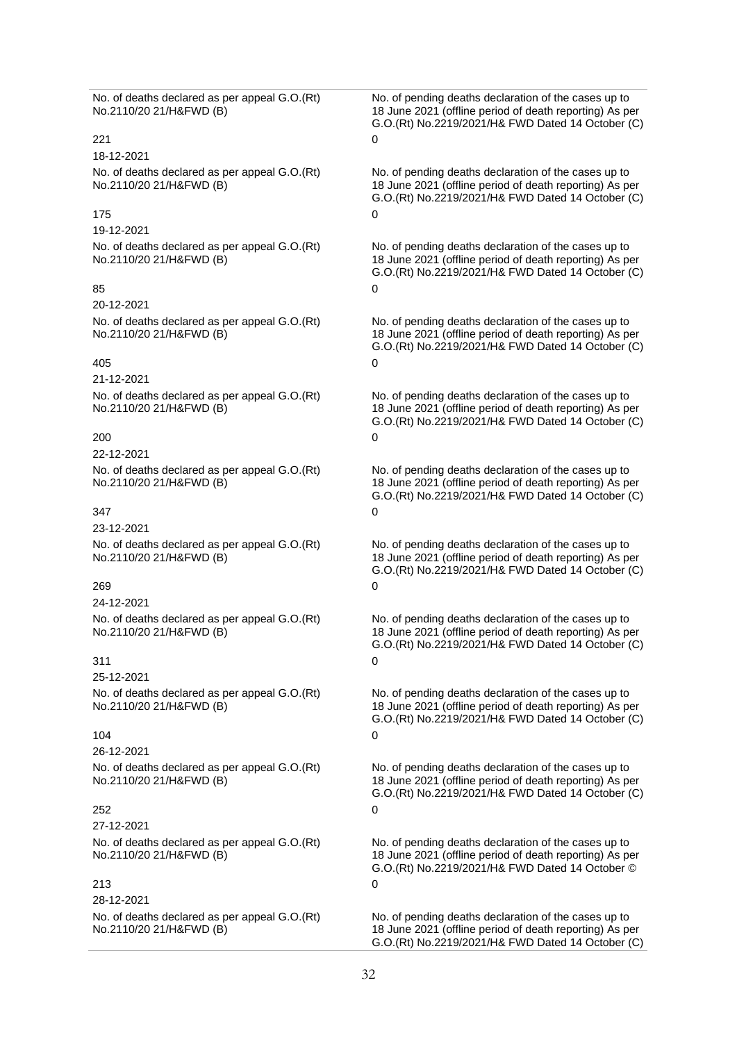| No. of deaths declared as per appeal G.O.(Rt) No.2110/20 21/H&FWD (B) | No. of pending deaths declaration of the cases up to 18 June 2021 (offline period of death reporting) As per G.O.(Rt) No.2219/2021/H& FWD Dated 14 October (C) |
|---|---|
| 221 | 0 |
| 18-12-2021 | |
| No. of deaths declared as per appeal G.O.(Rt) No.2110/20 21/H&FWD (B) | No. of pending deaths declaration of the cases up to 18 June 2021 (offline period of death reporting) As per G.O.(Rt) No.2219/2021/H& FWD Dated 14 October (C) |
| 175 | 0 |
| 19-12-2021 | |
| No. of deaths declared as per appeal G.O.(Rt) No.2110/20 21/H&FWD (B) | No. of pending deaths declaration of the cases up to 18 June 2021 (offline period of death reporting) As per G.O.(Rt) No.2219/2021/H& FWD Dated 14 October (C) |
| 85 | 0 |
| 20-12-2021 | |
| No. of deaths declared as per appeal G.O.(Rt) No.2110/20 21/H&FWD (B) | No. of pending deaths declaration of the cases up to 18 June 2021 (offline period of death reporting) As per G.O.(Rt) No.2219/2021/H& FWD Dated 14 October (C) |
| 405 | 0 |
| 21-12-2021 | |
| No. of deaths declared as per appeal G.O.(Rt) No.2110/20 21/H&FWD (B) | No. of pending deaths declaration of the cases up to 18 June 2021 (offline period of death reporting) As per G.O.(Rt) No.2219/2021/H& FWD Dated 14 October (C) |
| 200 | 0 |
| 22-12-2021 | |
| No. of deaths declared as per appeal G.O.(Rt) No.2110/20 21/H&FWD (B) | No. of pending deaths declaration of the cases up to 18 June 2021 (offline period of death reporting) As per G.O.(Rt) No.2219/2021/H& FWD Dated 14 October (C) |
| 347 | 0 |
| 23-12-2021 | |
| No. of deaths declared as per appeal G.O.(Rt) No.2110/20 21/H&FWD (B) | No. of pending deaths declaration of the cases up to 18 June 2021 (offline period of death reporting) As per G.O.(Rt) No.2219/2021/H& FWD Dated 14 October (C) |
| 269 | 0 |
| 24-12-2021 | |
| No. of deaths declared as per appeal G.O.(Rt) No.2110/20 21/H&FWD (B) | No. of pending deaths declaration of the cases up to 18 June 2021 (offline period of death reporting) As per G.O.(Rt) No.2219/2021/H& FWD Dated 14 October (C) |
| 311 | 0 |
| 25-12-2021 | |
| No. of deaths declared as per appeal G.O.(Rt) No.2110/20 21/H&FWD (B) | No. of pending deaths declaration of the cases up to 18 June 2021 (offline period of death reporting) As per G.O.(Rt) No.2219/2021/H& FWD Dated 14 October (C) |
| 104 | 0 |
| 26-12-2021 | |
| No. of deaths declared as per appeal G.O.(Rt) No.2110/20 21/H&FWD (B) | No. of pending deaths declaration of the cases up to 18 June 2021 (offline period of death reporting) As per G.O.(Rt) No.2219/2021/H& FWD Dated 14 October (C) |
| 252 | 0 |
| 27-12-2021 | |
| No. of deaths declared as per appeal G.O.(Rt) No.2110/20 21/H&FWD (B) | No. of pending deaths declaration of the cases up to 18 June 2021 (offline period of death reporting) As per G.O.(Rt) No.2219/2021/H& FWD Dated 14 October © |
| 213 | 0 |
| 28-12-2021 | |
| No. of deaths declared as per appeal G.O.(Rt) No.2110/20 21/H&FWD (B) | No. of pending deaths declaration of the cases up to 18 June 2021 (offline period of death reporting) As per G.O.(Rt) No.2219/2021/H& FWD Dated 14 October (C) |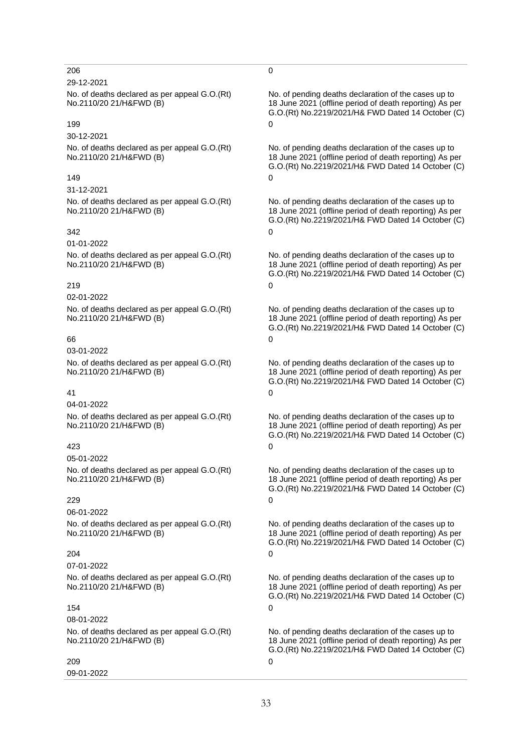206

29-12-2021

No. of deaths declared as per appeal G.O.(Rt) No.2110/20 21/H&FWD (B)

199

30-12-2021

No. of deaths declared as per appeal G.O.(Rt) No.2110/20 21/H&FWD (B)

149

31-12-2021

No. of deaths declared as per appeal G.O.(Rt) No.2110/20 21/H&FWD (B)

342

01-01-2022

No. of deaths declared as per appeal G.O.(Rt) No.2110/20 21/H&FWD (B)

219

02-01-2022

No. of deaths declared as per appeal G.O.(Rt) No.2110/20 21/H&FWD (B)

66

03-01-2022

No. of deaths declared as per appeal G.O.(Rt) No.2110/20 21/H&FWD (B)

41

04-01-2022

No. of deaths declared as per appeal G.O.(Rt) No.2110/20 21/H&FWD (B)

423

05-01-2022

No. of deaths declared as per appeal G.O.(Rt) No.2110/20 21/H&FWD (B)

229

06-01-2022

No. of deaths declared as per appeal G.O.(Rt) No.2110/20 21/H&FWD (B)

204

07-01-2022

No. of deaths declared as per appeal G.O.(Rt) No.2110/20 21/H&FWD (B)

154

08-01-2022

No. of deaths declared as per appeal G.O.(Rt) No.2110/20 21/H&FWD (B)

209

09-01-2022

0

No. of pending deaths declaration of the cases up to 18 June 2021 (offline period of death reporting) As per G.O.(Rt) No.2219/2021/H& FWD Dated 14 October (C)

0

No. of pending deaths declaration of the cases up to 18 June 2021 (offline period of death reporting) As per G.O.(Rt) No.2219/2021/H& FWD Dated 14 October (C)

0

No. of pending deaths declaration of the cases up to 18 June 2021 (offline period of death reporting) As per G.O.(Rt) No.2219/2021/H& FWD Dated 14 October (C)

0

No. of pending deaths declaration of the cases up to 18 June 2021 (offline period of death reporting) As per G.O.(Rt) No.2219/2021/H& FWD Dated 14 October (C)

0

No. of pending deaths declaration of the cases up to 18 June 2021 (offline period of death reporting) As per G.O.(Rt) No.2219/2021/H& FWD Dated 14 October (C)

0

No. of pending deaths declaration of the cases up to 18 June 2021 (offline period of death reporting) As per G.O.(Rt) No.2219/2021/H& FWD Dated 14 October (C)

0

No. of pending deaths declaration of the cases up to 18 June 2021 (offline period of death reporting) As per G.O.(Rt) No.2219/2021/H& FWD Dated 14 October (C)

0

No. of pending deaths declaration of the cases up to 18 June 2021 (offline period of death reporting) As per G.O.(Rt) No.2219/2021/H& FWD Dated 14 October (C)

0

No. of pending deaths declaration of the cases up to 18 June 2021 (offline period of death reporting) As per G.O.(Rt) No.2219/2021/H& FWD Dated 14 October (C)

0

No. of pending deaths declaration of the cases up to 18 June 2021 (offline period of death reporting) As per G.O.(Rt) No.2219/2021/H& FWD Dated 14 October (C)

0

No. of pending deaths declaration of the cases up to 18 June 2021 (offline period of death reporting) As per G.O.(Rt) No.2219/2021/H& FWD Dated 14 October (C)

0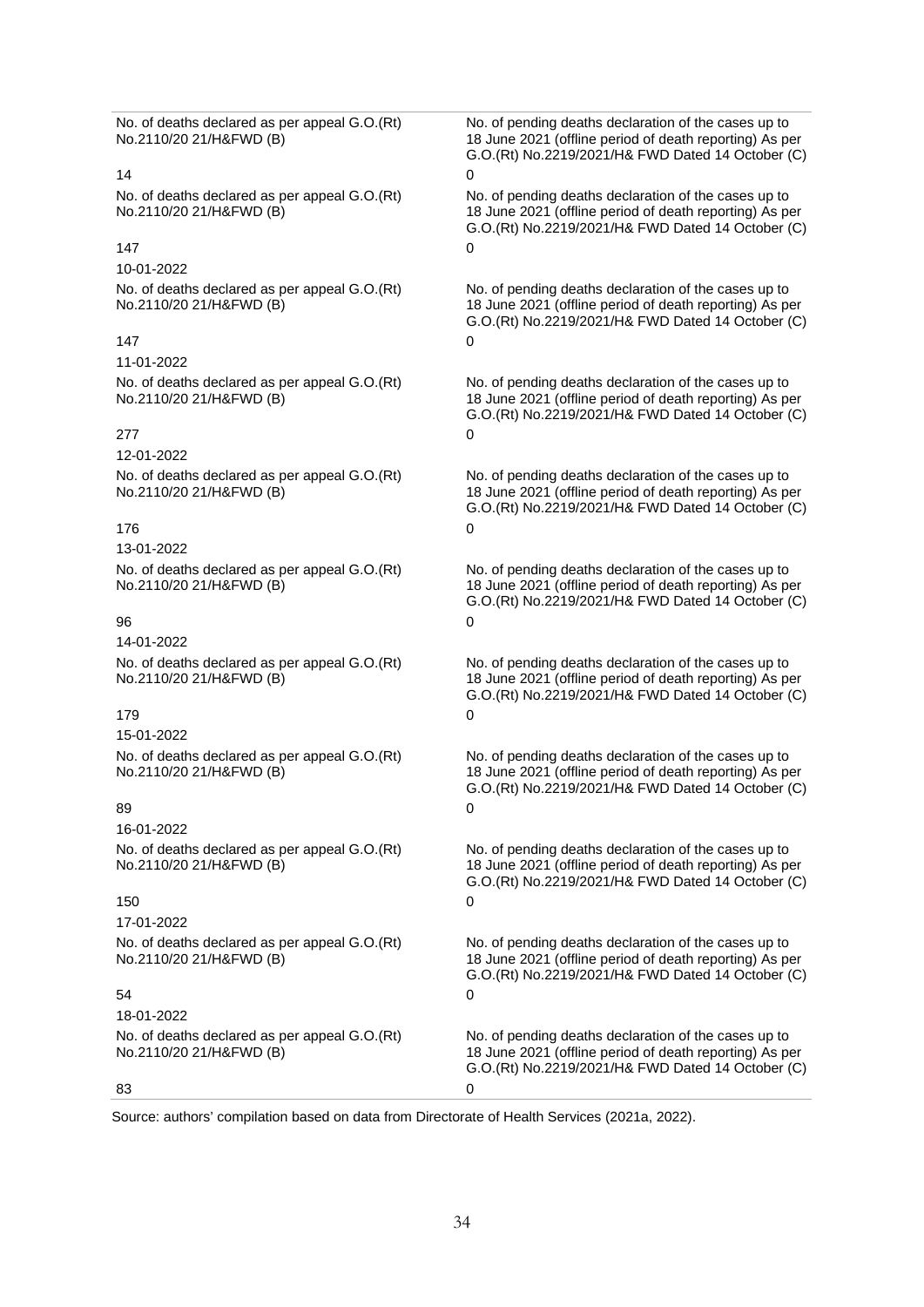| | |
|---|---|
| No. of deaths declared as per appeal G.O.(Rt) No.2110/20 21/H&FWD (B) | No. of pending deaths declaration of the cases up to 18 June 2021 (offline period of death reporting) As per G.O.(Rt) No.2219/2021/H& FWD Dated 14 October (C) |
| 14 | 0 |
| No. of deaths declared as per appeal G.O.(Rt) No.2110/20 21/H&FWD (B) | No. of pending deaths declaration of the cases up to 18 June 2021 (offline period of death reporting) As per G.O.(Rt) No.2219/2021/H& FWD Dated 14 October (C) |
| 147 | 0 |
| 10-01-2022 | |
| No. of deaths declared as per appeal G.O.(Rt) No.2110/20 21/H&FWD (B) | No. of pending deaths declaration of the cases up to 18 June 2021 (offline period of death reporting) As per G.O.(Rt) No.2219/2021/H& FWD Dated 14 October (C) |
| 147 | 0 |
| 11-01-2022 | |
| No. of deaths declared as per appeal G.O.(Rt) No.2110/20 21/H&FWD (B) | No. of pending deaths declaration of the cases up to 18 June 2021 (offline period of death reporting) As per G.O.(Rt) No.2219/2021/H& FWD Dated 14 October (C) |
| 277 | 0 |
| 12-01-2022 | |
| No. of deaths declared as per appeal G.O.(Rt) No.2110/20 21/H&FWD (B) | No. of pending deaths declaration of the cases up to 18 June 2021 (offline period of death reporting) As per G.O.(Rt) No.2219/2021/H& FWD Dated 14 October (C) |
| 176 | 0 |
| 13-01-2022 | |
| No. of deaths declared as per appeal G.O.(Rt) No.2110/20 21/H&FWD (B) | No. of pending deaths declaration of the cases up to 18 June 2021 (offline period of death reporting) As per G.O.(Rt) No.2219/2021/H& FWD Dated 14 October (C) |
| 96 | 0 |
| 14-01-2022 | |
| No. of deaths declared as per appeal G.O.(Rt) No.2110/20 21/H&FWD (B) | No. of pending deaths declaration of the cases up to 18 June 2021 (offline period of death reporting) As per G.O.(Rt) No.2219/2021/H& FWD Dated 14 October (C) |
| 179 | 0 |
| 15-01-2022 | |
| No. of deaths declared as per appeal G.O.(Rt) No.2110/20 21/H&FWD (B) | No. of pending deaths declaration of the cases up to 18 June 2021 (offline period of death reporting) As per G.O.(Rt) No.2219/2021/H& FWD Dated 14 October (C) |
| 89 | 0 |
| 16-01-2022 | |
| No. of deaths declared as per appeal G.O.(Rt) No.2110/20 21/H&FWD (B) | No. of pending deaths declaration of the cases up to 18 June 2021 (offline period of death reporting) As per G.O.(Rt) No.2219/2021/H& FWD Dated 14 October (C) |
| 150 | 0 |
| 17-01-2022 | |
| No. of deaths declared as per appeal G.O.(Rt) No.2110/20 21/H&FWD (B) | No. of pending deaths declaration of the cases up to 18 June 2021 (offline period of death reporting) As per G.O.(Rt) No.2219/2021/H& FWD Dated 14 October (C) |
| 54 | 0 |
| 18-01-2022 | |
| No. of deaths declared as per appeal G.O.(Rt) No.2110/20 21/H&FWD (B) | No. of pending deaths declaration of the cases up to 18 June 2021 (offline period of death reporting) As per G.O.(Rt) No.2219/2021/H& FWD Dated 14 October (C) |
| 83 | 0 |

Source: authors' compilation based on data from Directorate of Health Services (2021a, 2022).